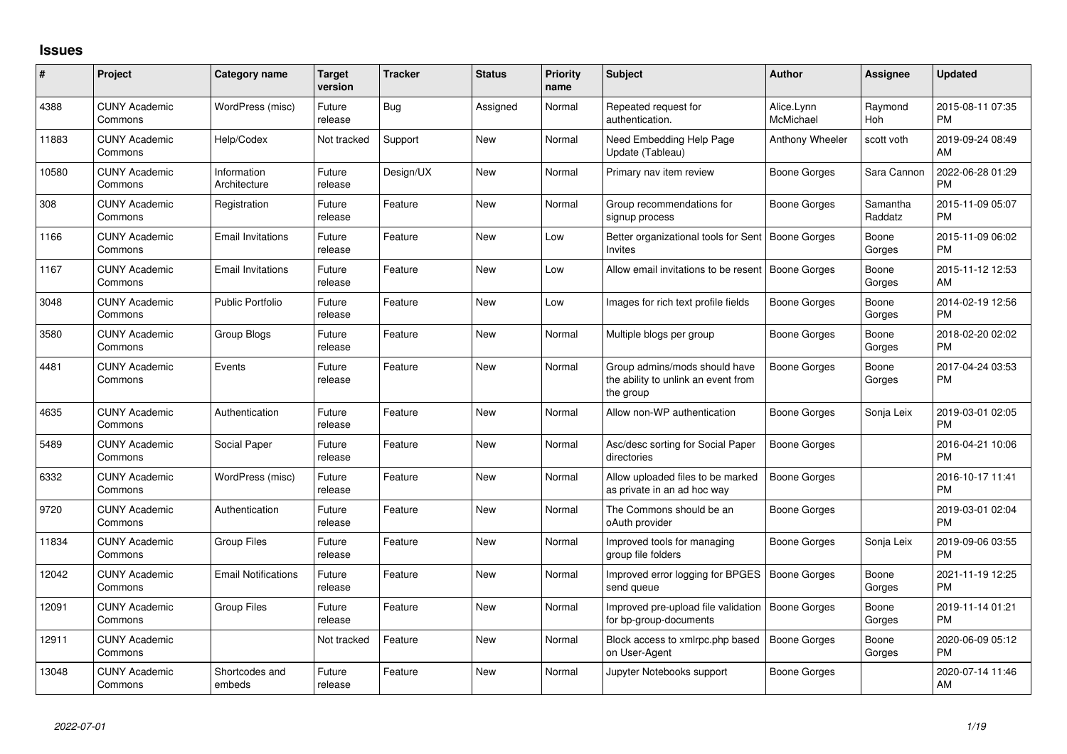## Issues

| # | Project | Category name | Target version | Tracker | Status | Priority name | Subject | Author | Assignee | Updated |
|---|---|---|---|---|---|---|---|---|---|---|
| 4388 | CUNY Academic Commons | WordPress (misc) | Future release | Bug | Assigned | Normal | Repeated request for authentication. | Alice.Lynn McMichael | Raymond Hoh | 2015-08-11 07:35 PM |
| 11883 | CUNY Academic Commons | Help/Codex | Not tracked | Support | New | Normal | Need Embedding Help Page Update (Tableau) | Anthony Wheeler | scott voth | 2019-09-24 08:49 AM |
| 10580 | CUNY Academic Commons | Information Architecture | Future release | Design/UX | New | Normal | Primary nav item review | Boone Gorges | Sara Cannon | 2022-06-28 01:29 PM |
| 308 | CUNY Academic Commons | Registration | Future release | Feature | New | Normal | Group recommendations for signup process | Boone Gorges | Samantha Raddatz | 2015-11-09 05:07 PM |
| 1166 | CUNY Academic Commons | Email Invitations | Future release | Feature | New | Low | Better organizational tools for Sent Invites | Boone Gorges | Boone Gorges | 2015-11-09 06:02 PM |
| 1167 | CUNY Academic Commons | Email Invitations | Future release | Feature | New | Low | Allow email invitations to be resent | Boone Gorges | Boone Gorges | 2015-11-12 12:53 AM |
| 3048 | CUNY Academic Commons | Public Portfolio | Future release | Feature | New | Low | Images for rich text profile fields | Boone Gorges | Boone Gorges | 2014-02-19 12:56 PM |
| 3580 | CUNY Academic Commons | Group Blogs | Future release | Feature | New | Normal | Multiple blogs per group | Boone Gorges | Boone Gorges | 2018-02-20 02:02 PM |
| 4481 | CUNY Academic Commons | Events | Future release | Feature | New | Normal | Group admins/mods should have the ability to unlink an event from the group | Boone Gorges | Boone Gorges | 2017-04-24 03:53 PM |
| 4635 | CUNY Academic Commons | Authentication | Future release | Feature | New | Normal | Allow non-WP authentication | Boone Gorges | Sonja Leix | 2019-03-01 02:05 PM |
| 5489 | CUNY Academic Commons | Social Paper | Future release | Feature | New | Normal | Asc/desc sorting for Social Paper directories | Boone Gorges | | 2016-04-21 10:06 PM |
| 6332 | CUNY Academic Commons | WordPress (misc) | Future release | Feature | New | Normal | Allow uploaded files to be marked as private in an ad hoc way | Boone Gorges | | 2016-10-17 11:41 PM |
| 9720 | CUNY Academic Commons | Authentication | Future release | Feature | New | Normal | The Commons should be an oAuth provider | Boone Gorges | | 2019-03-01 02:04 PM |
| 11834 | CUNY Academic Commons | Group Files | Future release | Feature | New | Normal | Improved tools for managing group file folders | Boone Gorges | Sonja Leix | 2019-09-06 03:55 PM |
| 12042 | CUNY Academic Commons | Email Notifications | Future release | Feature | New | Normal | Improved error logging for BPGES send queue | Boone Gorges | Boone Gorges | 2021-11-19 12:25 PM |
| 12091 | CUNY Academic Commons | Group Files | Future release | Feature | New | Normal | Improved pre-upload file validation for bp-group-documents | Boone Gorges | Boone Gorges | 2019-11-14 01:21 PM |
| 12911 | CUNY Academic Commons | | Not tracked | Feature | New | Normal | Block access to xmlrpc.php based on User-Agent | Boone Gorges | Boone Gorges | 2020-06-09 05:12 PM |
| 13048 | CUNY Academic Commons | Shortcodes and embeds | Future release | Feature | New | Normal | Jupyter Notebooks support | Boone Gorges | | 2020-07-14 11:46 AM |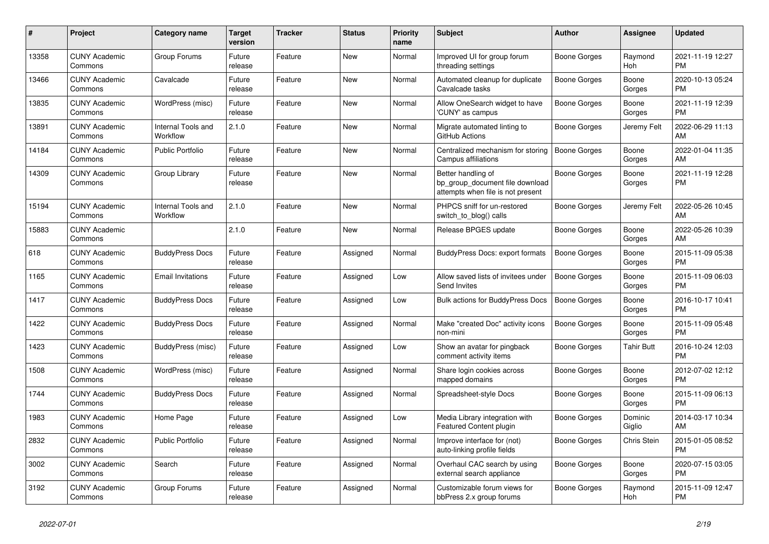| # | Project | Category name | Target version | Tracker | Status | Priority name | Subject | Author | Assignee | Updated |
|---|---|---|---|---|---|---|---|---|---|---|
| 13358 | CUNY Academic Commons | Group Forums | Future release | Feature | New | Normal | Improved UI for group forum threading settings | Boone Gorges | Raymond Hoh | 2021-11-19 12:27 PM |
| 13466 | CUNY Academic Commons | Cavalcade | Future release | Feature | New | Normal | Automated cleanup for duplicate Cavalcade tasks | Boone Gorges | Boone Gorges | 2020-10-13 05:24 PM |
| 13835 | CUNY Academic Commons | WordPress (misc) | Future release | Feature | New | Normal | Allow OneSearch widget to have 'CUNY' as campus | Boone Gorges | Boone Gorges | 2021-11-19 12:39 PM |
| 13891 | CUNY Academic Commons | Internal Tools and Workflow | 2.1.0 | Feature | New | Normal | Migrate automated linting to GitHub Actions | Boone Gorges | Jeremy Felt | 2022-06-29 11:13 AM |
| 14184 | CUNY Academic Commons | Public Portfolio | Future release | Feature | New | Normal | Centralized mechanism for storing Campus affiliations | Boone Gorges | Boone Gorges | 2022-01-04 11:35 AM |
| 14309 | CUNY Academic Commons | Group Library | Future release | Feature | New | Normal | Better handling of bp_group_document file download attempts when file is not present | Boone Gorges | Boone Gorges | 2021-11-19 12:28 PM |
| 15194 | CUNY Academic Commons | Internal Tools and Workflow | 2.1.0 | Feature | New | Normal | PHPCS sniff for un-restored switch_to_blog() calls | Boone Gorges | Jeremy Felt | 2022-05-26 10:45 AM |
| 15883 | CUNY Academic Commons | | 2.1.0 | Feature | New | Normal | Release BPGES update | Boone Gorges | Boone Gorges | 2022-05-26 10:39 AM |
| 618 | CUNY Academic Commons | BuddyPress Docs | Future release | Feature | Assigned | Normal | BuddyPress Docs: export formats | Boone Gorges | Boone Gorges | 2015-11-09 05:38 PM |
| 1165 | CUNY Academic Commons | Email Invitations | Future release | Feature | Assigned | Low | Allow saved lists of invitees under Send Invites | Boone Gorges | Boone Gorges | 2015-11-09 06:03 PM |
| 1417 | CUNY Academic Commons | BuddyPress Docs | Future release | Feature | Assigned | Low | Bulk actions for BuddyPress Docs | Boone Gorges | Boone Gorges | 2016-10-17 10:41 PM |
| 1422 | CUNY Academic Commons | BuddyPress Docs | Future release | Feature | Assigned | Normal | Make "created Doc" activity icons non-mini | Boone Gorges | Boone Gorges | 2015-11-09 05:48 PM |
| 1423 | CUNY Academic Commons | BuddyPress (misc) | Future release | Feature | Assigned | Low | Show an avatar for pingback comment activity items | Boone Gorges | Tahir Butt | 2016-10-24 12:03 PM |
| 1508 | CUNY Academic Commons | WordPress (misc) | Future release | Feature | Assigned | Normal | Share login cookies across mapped domains | Boone Gorges | Boone Gorges | 2012-07-02 12:12 PM |
| 1744 | CUNY Academic Commons | BuddyPress Docs | Future release | Feature | Assigned | Normal | Spreadsheet-style Docs | Boone Gorges | Boone Gorges | 2015-11-09 06:13 PM |
| 1983 | CUNY Academic Commons | Home Page | Future release | Feature | Assigned | Low | Media Library integration with Featured Content plugin | Boone Gorges | Dominic Giglio | 2014-03-17 10:34 AM |
| 2832 | CUNY Academic Commons | Public Portfolio | Future release | Feature | Assigned | Normal | Improve interface for (not) auto-linking profile fields | Boone Gorges | Chris Stein | 2015-01-05 08:52 PM |
| 3002 | CUNY Academic Commons | Search | Future release | Feature | Assigned | Normal | Overhaul CAC search by using external search appliance | Boone Gorges | Boone Gorges | 2020-07-15 03:05 PM |
| 3192 | CUNY Academic Commons | Group Forums | Future release | Feature | Assigned | Normal | Customizable forum views for bbPress 2.x group forums | Boone Gorges | Raymond Hoh | 2015-11-09 12:47 PM |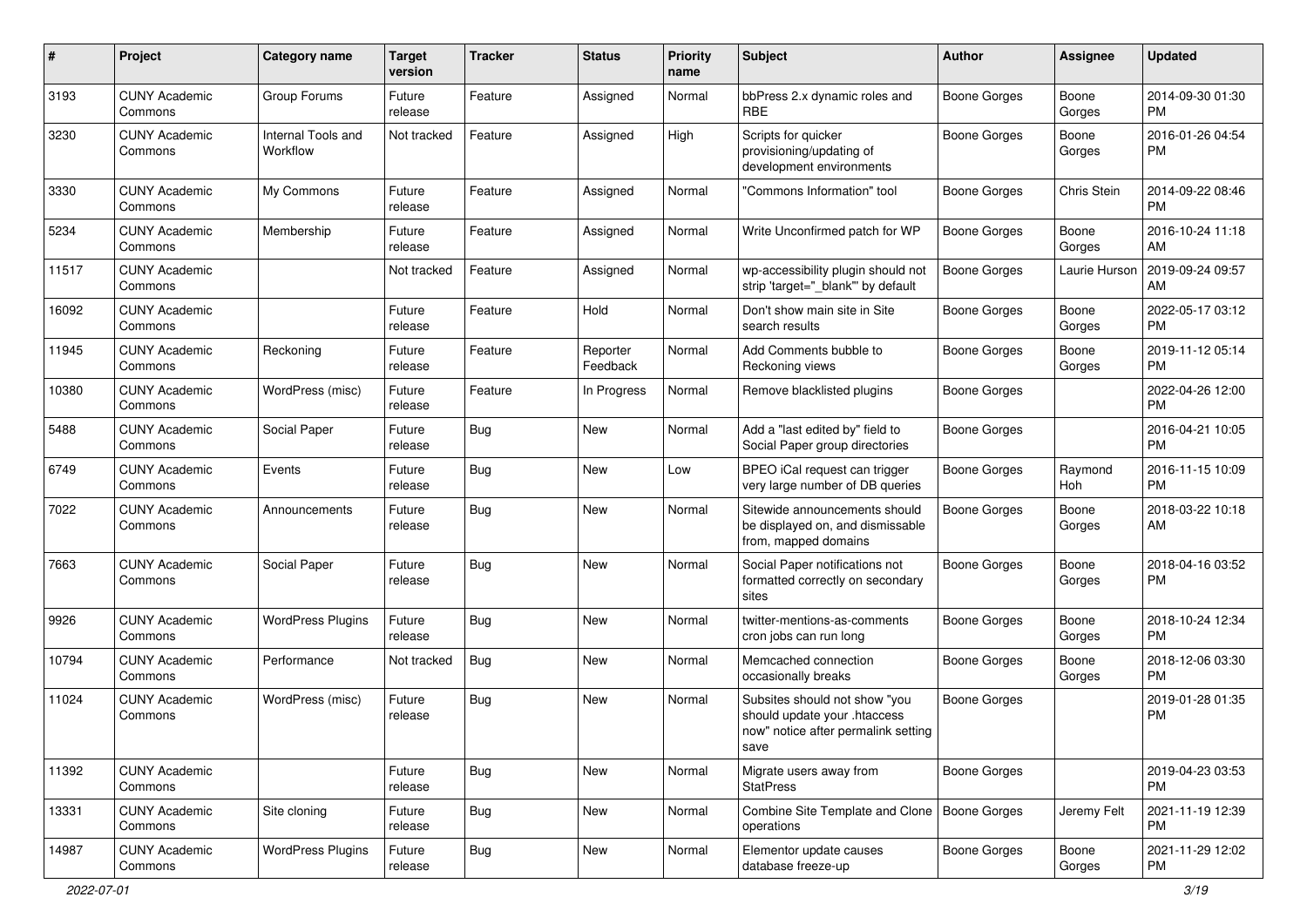| # | Project | Category name | Target version | Tracker | Status | Priority name | Subject | Author | Assignee | Updated |
|---|---|---|---|---|---|---|---|---|---|---|
| 3193 | CUNY Academic Commons | Group Forums | Future release | Feature | Assigned | Normal | bbPress 2.x dynamic roles and RBE | Boone Gorges | Boone Gorges | 2014-09-30 01:30 PM |
| 3230 | CUNY Academic Commons | Internal Tools and Workflow | Not tracked | Feature | Assigned | High | Scripts for quicker provisioning/updating of development environments | Boone Gorges | Boone Gorges | 2016-01-26 04:54 PM |
| 3330 | CUNY Academic Commons | My Commons | Future release | Feature | Assigned | Normal | "Commons Information" tool | Boone Gorges | Chris Stein | 2014-09-22 08:46 PM |
| 5234 | CUNY Academic Commons | Membership | Future release | Feature | Assigned | Normal | Write Unconfirmed patch for WP | Boone Gorges | Boone Gorges | 2016-10-24 11:18 AM |
| 11517 | CUNY Academic Commons | | Not tracked | Feature | Assigned | Normal | wp-accessibility plugin should not strip 'target="_blank"' by default | Boone Gorges | Laurie Hurson | 2019-09-24 09:57 AM |
| 16092 | CUNY Academic Commons | | Future release | Feature | Hold | Normal | Don't show main site in Site search results | Boone Gorges | Boone Gorges | 2022-05-17 03:12 PM |
| 11945 | CUNY Academic Commons | Reckoning | Future release | Feature | Reporter Feedback | Normal | Add Comments bubble to Reckoning views | Boone Gorges | Boone Gorges | 2019-11-12 05:14 PM |
| 10380 | CUNY Academic Commons | WordPress (misc) | Future release | Feature | In Progress | Normal | Remove blacklisted plugins | Boone Gorges | | 2022-04-26 12:00 PM |
| 5488 | CUNY Academic Commons | Social Paper | Future release | Bug | New | Normal | Add a "last edited by" field to Social Paper group directories | Boone Gorges | | 2016-04-21 10:05 PM |
| 6749 | CUNY Academic Commons | Events | Future release | Bug | New | Low | BPEO iCal request can trigger very large number of DB queries | Boone Gorges | Raymond Hoh | 2016-11-15 10:09 PM |
| 7022 | CUNY Academic Commons | Announcements | Future release | Bug | New | Normal | Sitewide announcements should be displayed on, and dismissable from, mapped domains | Boone Gorges | Boone Gorges | 2018-03-22 10:18 AM |
| 7663 | CUNY Academic Commons | Social Paper | Future release | Bug | New | Normal | Social Paper notifications not formatted correctly on secondary sites | Boone Gorges | Boone Gorges | 2018-04-16 03:52 PM |
| 9926 | CUNY Academic Commons | WordPress Plugins | Future release | Bug | New | Normal | twitter-mentions-as-comments cron jobs can run long | Boone Gorges | Boone Gorges | 2018-10-24 12:34 PM |
| 10794 | CUNY Academic Commons | Performance | Not tracked | Bug | New | Normal | Memcached connection occasionally breaks | Boone Gorges | Boone Gorges | 2018-12-06 03:30 PM |
| 11024 | CUNY Academic Commons | WordPress (misc) | Future release | Bug | New | Normal | Subsites should not show "you should update your .htaccess now" notice after permalink setting save | Boone Gorges | | 2019-01-28 01:35 PM |
| 11392 | CUNY Academic Commons | | Future release | Bug | New | Normal | Migrate users away from StatPress | Boone Gorges | | 2019-04-23 03:53 PM |
| 13331 | CUNY Academic Commons | Site cloning | Future release | Bug | New | Normal | Combine Site Template and Clone operations | Boone Gorges | Jeremy Felt | 2021-11-19 12:39 PM |
| 14987 | CUNY Academic Commons | WordPress Plugins | Future release | Bug | New | Normal | Elementor update causes database freeze-up | Boone Gorges | Boone Gorges | 2021-11-29 12:02 PM |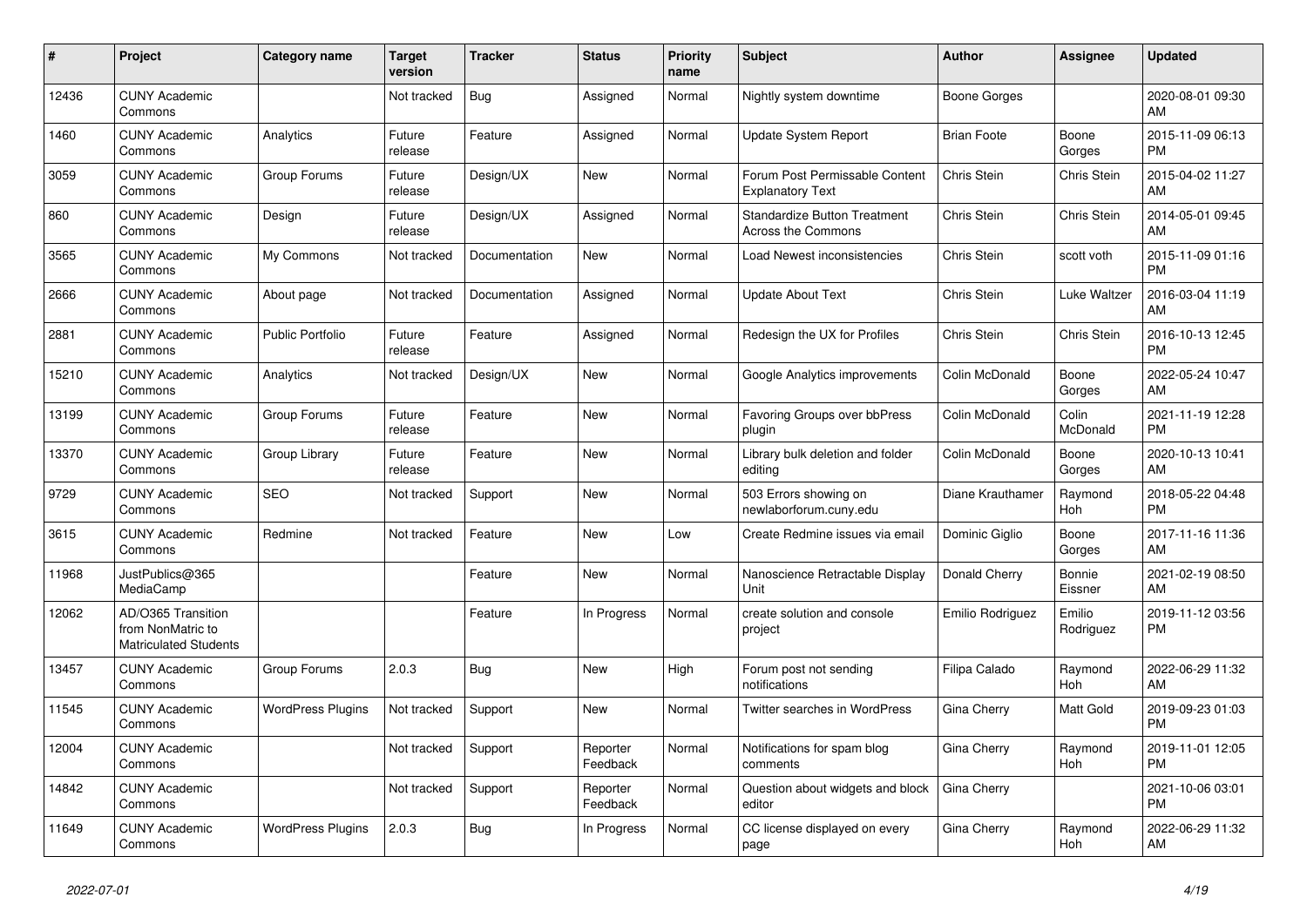| # | Project | Category name | Target version | Tracker | Status | Priority name | Subject | Author | Assignee | Updated |
|---|---|---|---|---|---|---|---|---|---|---|
| 12436 | CUNY Academic Commons | | Not tracked | Bug | Assigned | Normal | Nightly system downtime | Boone Gorges | | 2020-08-01 09:30 AM |
| 1460 | CUNY Academic Commons | Analytics | Future release | Feature | Assigned | Normal | Update System Report | Brian Foote | Boone Gorges | 2015-11-09 06:13 PM |
| 3059 | CUNY Academic Commons | Group Forums | Future release | Design/UX | New | Normal | Forum Post Permissable Content Explanatory Text | Chris Stein | Chris Stein | 2015-04-02 11:27 AM |
| 860 | CUNY Academic Commons | Design | Future release | Design/UX | Assigned | Normal | Standardize Button Treatment Across the Commons | Chris Stein | Chris Stein | 2014-05-01 09:45 AM |
| 3565 | CUNY Academic Commons | My Commons | Not tracked | Documentation | New | Normal | Load Newest inconsistencies | Chris Stein | scott voth | 2015-11-09 01:16 PM |
| 2666 | CUNY Academic Commons | About page | Not tracked | Documentation | Assigned | Normal | Update About Text | Chris Stein | Luke Waltzer | 2016-03-04 11:19 AM |
| 2881 | CUNY Academic Commons | Public Portfolio | Future release | Feature | Assigned | Normal | Redesign the UX for Profiles | Chris Stein | Chris Stein | 2016-10-13 12:45 PM |
| 15210 | CUNY Academic Commons | Analytics | Not tracked | Design/UX | New | Normal | Google Analytics improvements | Colin McDonald | Boone Gorges | 2022-05-24 10:47 AM |
| 13199 | CUNY Academic Commons | Group Forums | Future release | Feature | New | Normal | Favoring Groups over bbPress plugin | Colin McDonald | Colin McDonald | 2021-11-19 12:28 PM |
| 13370 | CUNY Academic Commons | Group Library | Future release | Feature | New | Normal | Library bulk deletion and folder editing | Colin McDonald | Boone Gorges | 2020-10-13 10:41 AM |
| 9729 | CUNY Academic Commons | SEO | Not tracked | Support | New | Normal | 503 Errors showing on newlaborforum.cuny.edu | Diane Krauthamer | Raymond Hoh | 2018-05-22 04:48 PM |
| 3615 | CUNY Academic Commons | Redmine | Not tracked | Feature | New | Low | Create Redmine issues via email | Dominic Giglio | Boone Gorges | 2017-11-16 11:36 AM |
| 11968 | JustPublics@365 MediaCamp | | | Feature | New | Normal | Nanoscience Retractable Display Unit | Donald Cherry | Bonnie Eissner | 2021-02-19 08:50 AM |
| 12062 | AD/O365 Transition from NonMatric to Matriculated Students | | | Feature | In Progress | Normal | create solution and console project | Emilio Rodriguez | Emilio Rodriguez | 2019-11-12 03:56 PM |
| 13457 | CUNY Academic Commons | Group Forums | 2.0.3 | Bug | New | High | Forum post not sending notifications | Filipa Calado | Raymond Hoh | 2022-06-29 11:32 AM |
| 11545 | CUNY Academic Commons | WordPress Plugins | Not tracked | Support | New | Normal | Twitter searches in WordPress | Gina Cherry | Matt Gold | 2019-09-23 01:03 PM |
| 12004 | CUNY Academic Commons | | Not tracked | Support | Reporter Feedback | Normal | Notifications for spam blog comments | Gina Cherry | Raymond Hoh | 2019-11-01 12:05 PM |
| 14842 | CUNY Academic Commons | | Not tracked | Support | Reporter Feedback | Normal | Question about widgets and block editor | Gina Cherry | | 2021-10-06 03:01 PM |
| 11649 | CUNY Academic Commons | WordPress Plugins | 2.0.3 | Bug | In Progress | Normal | CC license displayed on every page | Gina Cherry | Raymond Hoh | 2022-06-29 11:32 AM |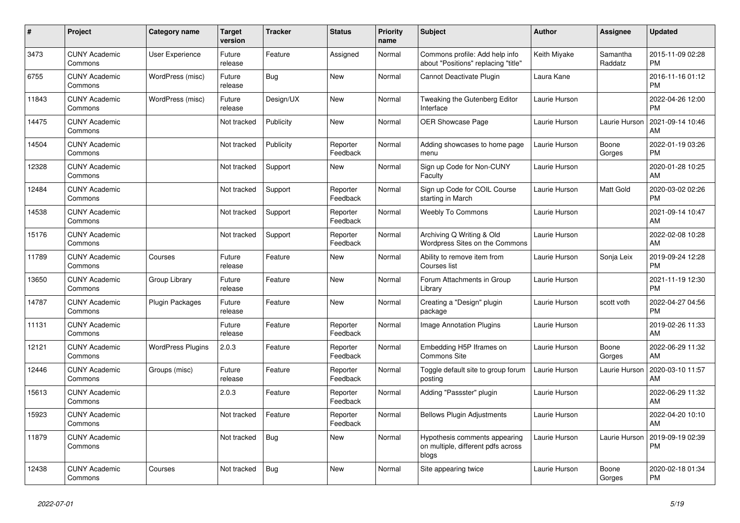| # | Project | Category name | Target version | Tracker | Status | Priority name | Subject | Author | Assignee | Updated |
|---|---|---|---|---|---|---|---|---|---|---|
| 3473 | CUNY Academic Commons | User Experience | Future release | Feature | Assigned | Normal | Commons profile: Add help info about "Positions" replacing "title" | Keith Miyake | Samantha Raddatz | 2015-11-09 02:28 PM |
| 6755 | CUNY Academic Commons | WordPress (misc) | Future release | Bug | New | Normal | Cannot Deactivate Plugin | Laura Kane | | 2016-11-16 01:12 PM |
| 11843 | CUNY Academic Commons | WordPress (misc) | Future release | Design/UX | New | Normal | Tweaking the Gutenberg Editor Interface | Laurie Hurson | | 2022-04-26 12:00 PM |
| 14475 | CUNY Academic Commons | | Not tracked | Publicity | New | Normal | OER Showcase Page | Laurie Hurson | Laurie Hurson | 2021-09-14 10:46 AM |
| 14504 | CUNY Academic Commons | | Not tracked | Publicity | Reporter Feedback | Normal | Adding showcases to home page menu | Laurie Hurson | Boone Gorges | 2022-01-19 03:26 PM |
| 12328 | CUNY Academic Commons | | Not tracked | Support | New | Normal | Sign up Code for Non-CUNY Faculty | Laurie Hurson | | 2020-01-28 10:25 AM |
| 12484 | CUNY Academic Commons | | Not tracked | Support | Reporter Feedback | Normal | Sign up Code for COIL Course starting in March | Laurie Hurson | Matt Gold | 2020-03-02 02:26 PM |
| 14538 | CUNY Academic Commons | | Not tracked | Support | Reporter Feedback | Normal | Weebly To Commons | Laurie Hurson | | 2021-09-14 10:47 AM |
| 15176 | CUNY Academic Commons | | Not tracked | Support | Reporter Feedback | Normal | Archiving Q Writing & Old Wordpress Sites on the Commons | Laurie Hurson | | 2022-02-08 10:28 AM |
| 11789 | CUNY Academic Commons | Courses | Future release | Feature | New | Normal | Ability to remove item from Courses list | Laurie Hurson | Sonja Leix | 2019-09-24 12:28 PM |
| 13650 | CUNY Academic Commons | Group Library | Future release | Feature | New | Normal | Forum Attachments in Group Library | Laurie Hurson | | 2021-11-19 12:30 PM |
| 14787 | CUNY Academic Commons | Plugin Packages | Future release | Feature | New | Normal | Creating a "Design" plugin package | Laurie Hurson | scott voth | 2022-04-27 04:56 PM |
| 11131 | CUNY Academic Commons | | Future release | Feature | Reporter Feedback | Normal | Image Annotation Plugins | Laurie Hurson | | 2019-02-26 11:33 AM |
| 12121 | CUNY Academic Commons | WordPress Plugins | 2.0.3 | Feature | Reporter Feedback | Normal | Embedding H5P Iframes on Commons Site | Laurie Hurson | Boone Gorges | 2022-06-29 11:32 AM |
| 12446 | CUNY Academic Commons | Groups (misc) | Future release | Feature | Reporter Feedback | Normal | Toggle default site to group forum posting | Laurie Hurson | Laurie Hurson | 2020-03-10 11:57 AM |
| 15613 | CUNY Academic Commons | | 2.0.3 | Feature | Reporter Feedback | Normal | Adding "Passster" plugin | Laurie Hurson | | 2022-06-29 11:32 AM |
| 15923 | CUNY Academic Commons | | Not tracked | Feature | Reporter Feedback | Normal | Bellows Plugin Adjustments | Laurie Hurson | | 2022-04-20 10:10 AM |
| 11879 | CUNY Academic Commons | | Not tracked | Bug | New | Normal | Hypothesis comments appearing on multiple, different pdfs across blogs | Laurie Hurson | Laurie Hurson | 2019-09-19 02:39 PM |
| 12438 | CUNY Academic Commons | Courses | Not tracked | Bug | New | Normal | Site appearing twice | Laurie Hurson | Boone Gorges | 2020-02-18 01:34 PM |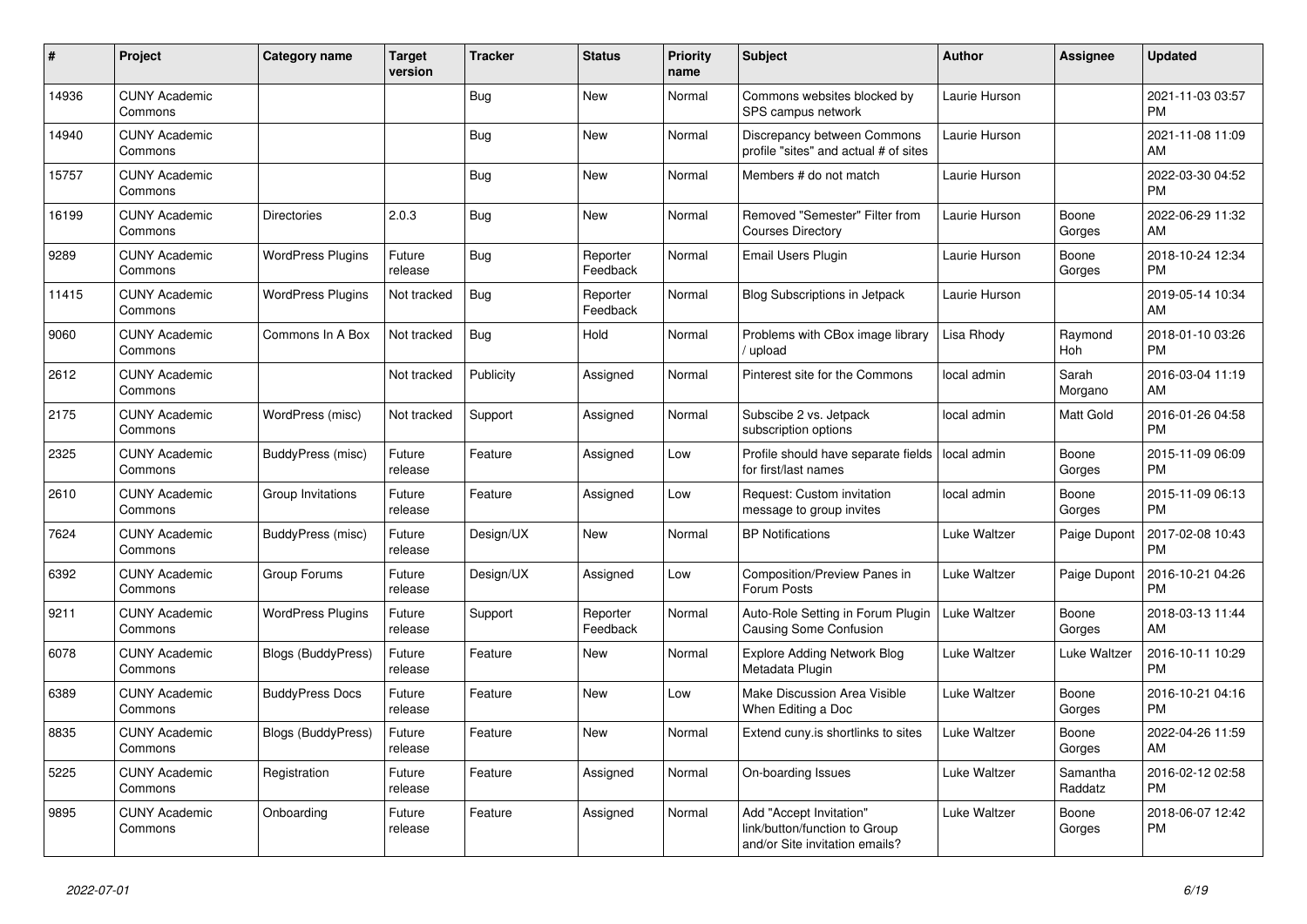| # | Project | Category name | Target version | Tracker | Status | Priority name | Subject | Author | Assignee | Updated |
|---|---|---|---|---|---|---|---|---|---|---|
| 14936 | CUNY Academic Commons | | | Bug | New | Normal | Commons websites blocked by SPS campus network | Laurie Hurson | | 2021-11-03 03:57 PM |
| 14940 | CUNY Academic Commons | | | Bug | New | Normal | Discrepancy between Commons profile "sites" and actual # of sites | Laurie Hurson | | 2021-11-08 11:09 AM |
| 15757 | CUNY Academic Commons | | | Bug | New | Normal | Members # do not match | Laurie Hurson | | 2022-03-30 04:52 PM |
| 16199 | CUNY Academic Commons | Directories | 2.0.3 | Bug | New | Normal | Removed "Semester" Filter from Courses Directory | Laurie Hurson | Boone Gorges | 2022-06-29 11:32 AM |
| 9289 | CUNY Academic Commons | WordPress Plugins | Future release | Bug | Reporter Feedback | Normal | Email Users Plugin | Laurie Hurson | Boone Gorges | 2018-10-24 12:34 PM |
| 11415 | CUNY Academic Commons | WordPress Plugins | Not tracked | Bug | Reporter Feedback | Normal | Blog Subscriptions in Jetpack | Laurie Hurson | | 2019-05-14 10:34 AM |
| 9060 | CUNY Academic Commons | Commons In A Box | Not tracked | Bug | Hold | Normal | Problems with CBox image library / upload | Lisa Rhody | Raymond Hoh | 2018-01-10 03:26 PM |
| 2612 | CUNY Academic Commons | | Not tracked | Publicity | Assigned | Normal | Pinterest site for the Commons | local admin | Sarah Morgano | 2016-03-04 11:19 AM |
| 2175 | CUNY Academic Commons | WordPress (misc) | Not tracked | Support | Assigned | Normal | Subscibe 2 vs. Jetpack subscription options | local admin | Matt Gold | 2016-01-26 04:58 PM |
| 2325 | CUNY Academic Commons | BuddyPress (misc) | Future release | Feature | Assigned | Low | Profile should have separate fields for first/last names | local admin | Boone Gorges | 2015-11-09 06:09 PM |
| 2610 | CUNY Academic Commons | Group Invitations | Future release | Feature | Assigned | Low | Request: Custom invitation message to group invites | local admin | Boone Gorges | 2015-11-09 06:13 PM |
| 7624 | CUNY Academic Commons | BuddyPress (misc) | Future release | Design/UX | New | Normal | BP Notifications | Luke Waltzer | Paige Dupont | 2017-02-08 10:43 PM |
| 6392 | CUNY Academic Commons | Group Forums | Future release | Design/UX | Assigned | Low | Composition/Preview Panes in Forum Posts | Luke Waltzer | Paige Dupont | 2016-10-21 04:26 PM |
| 9211 | CUNY Academic Commons | WordPress Plugins | Future release | Support | Reporter Feedback | Normal | Auto-Role Setting in Forum Plugin Causing Some Confusion | Luke Waltzer | Boone Gorges | 2018-03-13 11:44 AM |
| 6078 | CUNY Academic Commons | Blogs (BuddyPress) | Future release | Feature | New | Normal | Explore Adding Network Blog Metadata Plugin | Luke Waltzer | Luke Waltzer | 2016-10-11 10:29 PM |
| 6389 | CUNY Academic Commons | BuddyPress Docs | Future release | Feature | New | Low | Make Discussion Area Visible When Editing a Doc | Luke Waltzer | Boone Gorges | 2016-10-21 04:16 PM |
| 8835 | CUNY Academic Commons | Blogs (BuddyPress) | Future release | Feature | New | Normal | Extend cuny.is shortlinks to sites | Luke Waltzer | Boone Gorges | 2022-04-26 11:59 AM |
| 5225 | CUNY Academic Commons | Registration | Future release | Feature | Assigned | Normal | On-boarding Issues | Luke Waltzer | Samantha Raddatz | 2016-02-12 02:58 PM |
| 9895 | CUNY Academic Commons | Onboarding | Future release | Feature | Assigned | Normal | Add "Accept Invitation" link/button/function to Group and/or Site invitation emails? | Luke Waltzer | Boone Gorges | 2018-06-07 12:42 PM |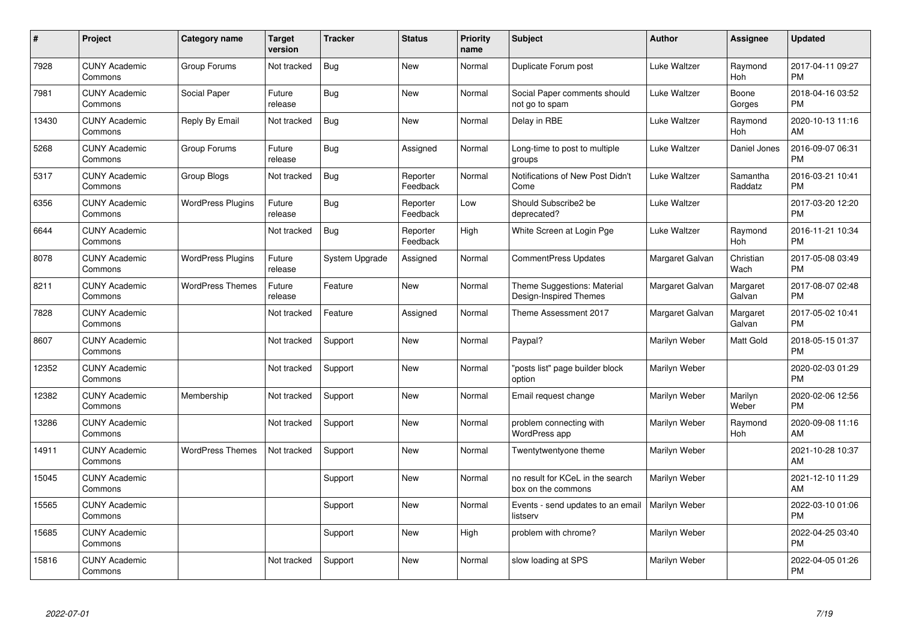| # | Project | Category name | Target version | Tracker | Status | Priority name | Subject | Author | Assignee | Updated |
|---|---|---|---|---|---|---|---|---|---|---|
| 7928 | CUNY Academic Commons | Group Forums | Not tracked | Bug | New | Normal | Duplicate Forum post | Luke Waltzer | Raymond Hoh | 2017-04-11 09:27 PM |
| 7981 | CUNY Academic Commons | Social Paper | Future release | Bug | New | Normal | Social Paper comments should not go to spam | Luke Waltzer | Boone Gorges | 2018-04-16 03:52 PM |
| 13430 | CUNY Academic Commons | Reply By Email | Not tracked | Bug | New | Normal | Delay in RBE | Luke Waltzer | Raymond Hoh | 2020-10-13 11:16 AM |
| 5268 | CUNY Academic Commons | Group Forums | Future release | Bug | Assigned | Normal | Long-time to post to multiple groups | Luke Waltzer | Daniel Jones | 2016-09-07 06:31 PM |
| 5317 | CUNY Academic Commons | Group Blogs | Not tracked | Bug | Reporter Feedback | Normal | Notifications of New Post Didn't Come | Luke Waltzer | Samantha Raddatz | 2016-03-21 10:41 PM |
| 6356 | CUNY Academic Commons | WordPress Plugins | Future release | Bug | Reporter Feedback | Low | Should Subscribe2 be deprecated? | Luke Waltzer | | 2017-03-20 12:20 PM |
| 6644 | CUNY Academic Commons | | Not tracked | Bug | Reporter Feedback | High | White Screen at Login Pge | Luke Waltzer | Raymond Hoh | 2016-11-21 10:34 PM |
| 8078 | CUNY Academic Commons | WordPress Plugins | Future release | System Upgrade | Assigned | Normal | CommentPress Updates | Margaret Galvan | Christian Wach | 2017-05-08 03:49 PM |
| 8211 | CUNY Academic Commons | WordPress Themes | Future release | Feature | New | Normal | Theme Suggestions: Material Design-Inspired Themes | Margaret Galvan | Margaret Galvan | 2017-08-07 02:48 PM |
| 7828 | CUNY Academic Commons | | Not tracked | Feature | Assigned | Normal | Theme Assessment 2017 | Margaret Galvan | Margaret Galvan | 2017-05-02 10:41 PM |
| 8607 | CUNY Academic Commons | | Not tracked | Support | New | Normal | Paypal? | Marilyn Weber | Matt Gold | 2018-05-15 01:37 PM |
| 12352 | CUNY Academic Commons | | Not tracked | Support | New | Normal | "posts list" page builder block option | Marilyn Weber | | 2020-02-03 01:29 PM |
| 12382 | CUNY Academic Commons | Membership | Not tracked | Support | New | Normal | Email request change | Marilyn Weber | Marilyn Weber | 2020-02-06 12:56 PM |
| 13286 | CUNY Academic Commons | | Not tracked | Support | New | Normal | problem connecting with WordPress app | Marilyn Weber | Raymond Hoh | 2020-09-08 11:16 AM |
| 14911 | CUNY Academic Commons | WordPress Themes | Not tracked | Support | New | Normal | Twentytwentyone theme | Marilyn Weber | | 2021-10-28 10:37 AM |
| 15045 | CUNY Academic Commons | | | Support | New | Normal | no result for KCeL in the search box on the commons | Marilyn Weber | | 2021-12-10 11:29 AM |
| 15565 | CUNY Academic Commons | | | Support | New | Normal | Events - send updates to an email listserv | Marilyn Weber | | 2022-03-10 01:06 PM |
| 15685 | CUNY Academic Commons | | | Support | New | High | problem with chrome? | Marilyn Weber | | 2022-04-25 03:40 PM |
| 15816 | CUNY Academic Commons | | Not tracked | Support | New | Normal | slow loading at SPS | Marilyn Weber | | 2022-04-05 01:26 PM |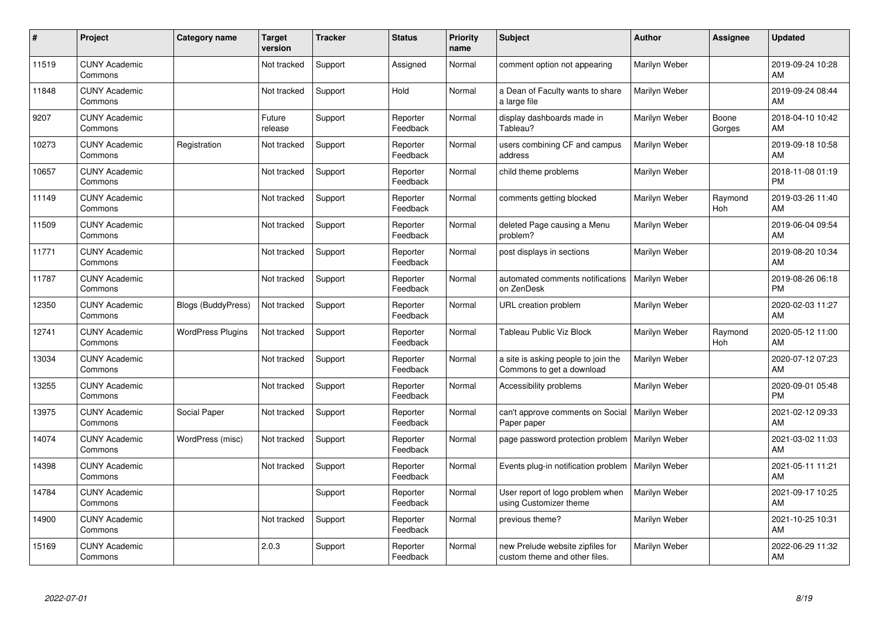| # | Project | Category name | Target version | Tracker | Status | Priority name | Subject | Author | Assignee | Updated |
|---|---|---|---|---|---|---|---|---|---|---|
| 11519 | CUNY Academic Commons | | Not tracked | Support | Assigned | Normal | comment option not appearing | Marilyn Weber | | 2019-09-24 10:28 AM |
| 11848 | CUNY Academic Commons | | Not tracked | Support | Hold | Normal | a Dean of Faculty wants to share a large file | Marilyn Weber | | 2019-09-24 08:44 AM |
| 9207 | CUNY Academic Commons | | Future release | Support | Reporter Feedback | Normal | display dashboards made in Tableau? | Marilyn Weber | Boone Gorges | 2018-04-10 10:42 AM |
| 10273 | CUNY Academic Commons | Registration | Not tracked | Support | Reporter Feedback | Normal | users combining CF and campus address | Marilyn Weber | | 2019-09-18 10:58 AM |
| 10657 | CUNY Academic Commons | | Not tracked | Support | Reporter Feedback | Normal | child theme problems | Marilyn Weber | | 2018-11-08 01:19 PM |
| 11149 | CUNY Academic Commons | | Not tracked | Support | Reporter Feedback | Normal | comments getting blocked | Marilyn Weber | Raymond Hoh | 2019-03-26 11:40 AM |
| 11509 | CUNY Academic Commons | | Not tracked | Support | Reporter Feedback | Normal | deleted Page causing a Menu problem? | Marilyn Weber | | 2019-06-04 09:54 AM |
| 11771 | CUNY Academic Commons | | Not tracked | Support | Reporter Feedback | Normal | post displays in sections | Marilyn Weber | | 2019-08-20 10:34 AM |
| 11787 | CUNY Academic Commons | | Not tracked | Support | Reporter Feedback | Normal | automated comments notifications on ZenDesk | Marilyn Weber | | 2019-08-26 06:18 PM |
| 12350 | CUNY Academic Commons | Blogs (BuddyPress) | Not tracked | Support | Reporter Feedback | Normal | URL creation problem | Marilyn Weber | | 2020-02-03 11:27 AM |
| 12741 | CUNY Academic Commons | WordPress Plugins | Not tracked | Support | Reporter Feedback | Normal | Tableau Public Viz Block | Marilyn Weber | Raymond Hoh | 2020-05-12 11:00 AM |
| 13034 | CUNY Academic Commons | | Not tracked | Support | Reporter Feedback | Normal | a site is asking people to join the Commons to get a download | Marilyn Weber | | 2020-07-12 07:23 AM |
| 13255 | CUNY Academic Commons | | Not tracked | Support | Reporter Feedback | Normal | Accessibility problems | Marilyn Weber | | 2020-09-01 05:48 PM |
| 13975 | CUNY Academic Commons | Social Paper | Not tracked | Support | Reporter Feedback | Normal | can't approve comments on Social Paper paper | Marilyn Weber | | 2021-02-12 09:33 AM |
| 14074 | CUNY Academic Commons | WordPress (misc) | Not tracked | Support | Reporter Feedback | Normal | page password protection problem | Marilyn Weber | | 2021-03-02 11:03 AM |
| 14398 | CUNY Academic Commons | | Not tracked | Support | Reporter Feedback | Normal | Events plug-in notification problem | Marilyn Weber | | 2021-05-11 11:21 AM |
| 14784 | CUNY Academic Commons | | | Support | Reporter Feedback | Normal | User report of logo problem when using Customizer theme | Marilyn Weber | | 2021-09-17 10:25 AM |
| 14900 | CUNY Academic Commons | | Not tracked | Support | Reporter Feedback | Normal | previous theme? | Marilyn Weber | | 2021-10-25 10:31 AM |
| 15169 | CUNY Academic Commons | | 2.0.3 | Support | Reporter Feedback | Normal | new Prelude website zipfiles for custom theme and other files. | Marilyn Weber | | 2022-06-29 11:32 AM |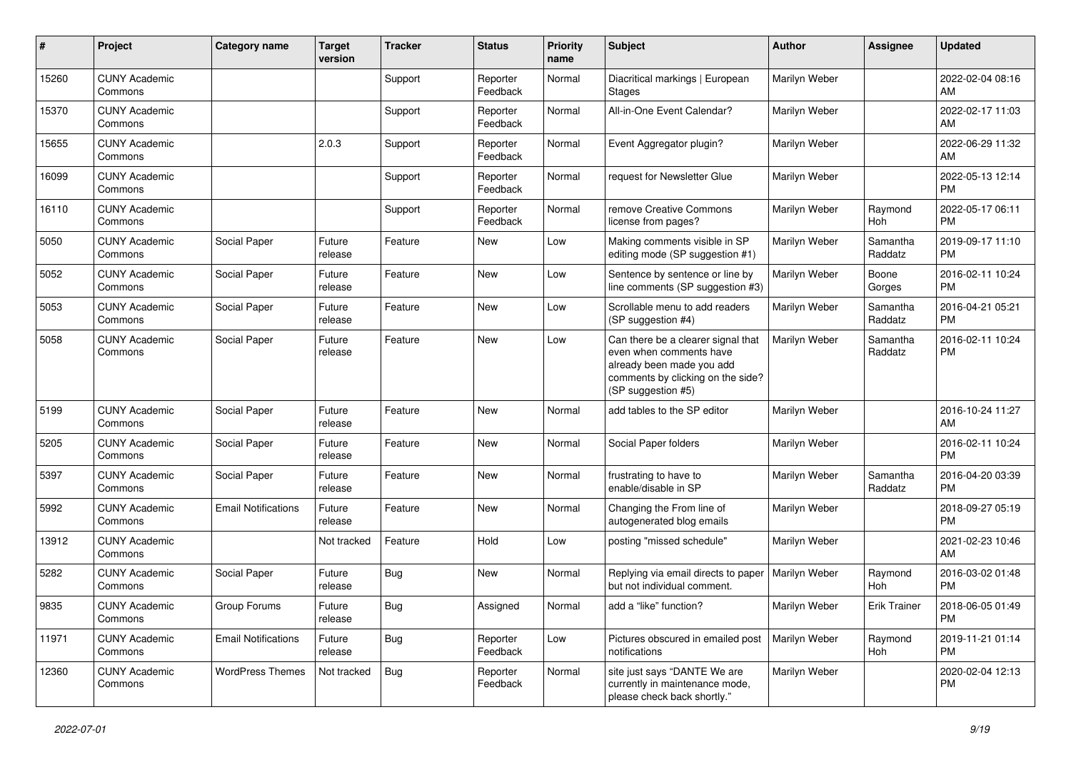| # | Project | Category name | Target version | Tracker | Status | Priority name | Subject | Author | Assignee | Updated |
|---|---|---|---|---|---|---|---|---|---|---|
| 15260 | CUNY Academic Commons | | | Support | Reporter Feedback | Normal | Diacritical markings \| European Stages | Marilyn Weber | | 2022-02-04 08:16 AM |
| 15370 | CUNY Academic Commons | | | Support | Reporter Feedback | Normal | All-in-One Event Calendar? | Marilyn Weber | | 2022-02-17 11:03 AM |
| 15655 | CUNY Academic Commons | | 2.0.3 | Support | Reporter Feedback | Normal | Event Aggregator plugin? | Marilyn Weber | | 2022-06-29 11:32 AM |
| 16099 | CUNY Academic Commons | | | Support | Reporter Feedback | Normal | request for Newsletter Glue | Marilyn Weber | | 2022-05-13 12:14 PM |
| 16110 | CUNY Academic Commons | | | Support | Reporter Feedback | Normal | remove Creative Commons license from pages? | Marilyn Weber | Raymond Hoh | 2022-05-17 06:11 PM |
| 5050 | CUNY Academic Commons | Social Paper | Future release | Feature | New | Low | Making comments visible in SP editing mode (SP suggestion #1) | Marilyn Weber | Samantha Raddatz | 2019-09-17 11:10 PM |
| 5052 | CUNY Academic Commons | Social Paper | Future release | Feature | New | Low | Sentence by sentence or line by line comments (SP suggestion #3) | Marilyn Weber | Boone Gorges | 2016-02-11 10:24 PM |
| 5053 | CUNY Academic Commons | Social Paper | Future release | Feature | New | Low | Scrollable menu to add readers (SP suggestion #4) | Marilyn Weber | Samantha Raddatz | 2016-04-21 05:21 PM |
| 5058 | CUNY Academic Commons | Social Paper | Future release | Feature | New | Low | Can there be a clearer signal that even when comments have already been made you add comments by clicking on the side? (SP suggestion #5) | Marilyn Weber | Samantha Raddatz | 2016-02-11 10:24 PM |
| 5199 | CUNY Academic Commons | Social Paper | Future release | Feature | New | Normal | add tables to the SP editor | Marilyn Weber | | 2016-10-24 11:27 AM |
| 5205 | CUNY Academic Commons | Social Paper | Future release | Feature | New | Normal | Social Paper folders | Marilyn Weber | | 2016-02-11 10:24 PM |
| 5397 | CUNY Academic Commons | Social Paper | Future release | Feature | New | Normal | frustrating to have to enable/disable in SP | Marilyn Weber | Samantha Raddatz | 2016-04-20 03:39 PM |
| 5992 | CUNY Academic Commons | Email Notifications | Future release | Feature | New | Normal | Changing the From line of autogenerated blog emails | Marilyn Weber | | 2018-09-27 05:19 PM |
| 13912 | CUNY Academic Commons | | Not tracked | Feature | Hold | Low | posting "missed schedule" | Marilyn Weber | | 2021-02-23 10:46 AM |
| 5282 | CUNY Academic Commons | Social Paper | Future release | Bug | New | Normal | Replying via email directs to paper but not individual comment. | Marilyn Weber | Raymond Hoh | 2016-03-02 01:48 PM |
| 9835 | CUNY Academic Commons | Group Forums | Future release | Bug | Assigned | Normal | add a "like" function? | Marilyn Weber | Erik Trainer | 2018-06-05 01:49 PM |
| 11971 | CUNY Academic Commons | Email Notifications | Future release | Bug | Reporter Feedback | Low | Pictures obscured in emailed post notifications | Marilyn Weber | Raymond Hoh | 2019-11-21 01:14 PM |
| 12360 | CUNY Academic Commons | WordPress Themes | Not tracked | Bug | Reporter Feedback | Normal | site just says "DANTE We are currently in maintenance mode, please check back shortly." | Marilyn Weber | | 2020-02-04 12:13 PM |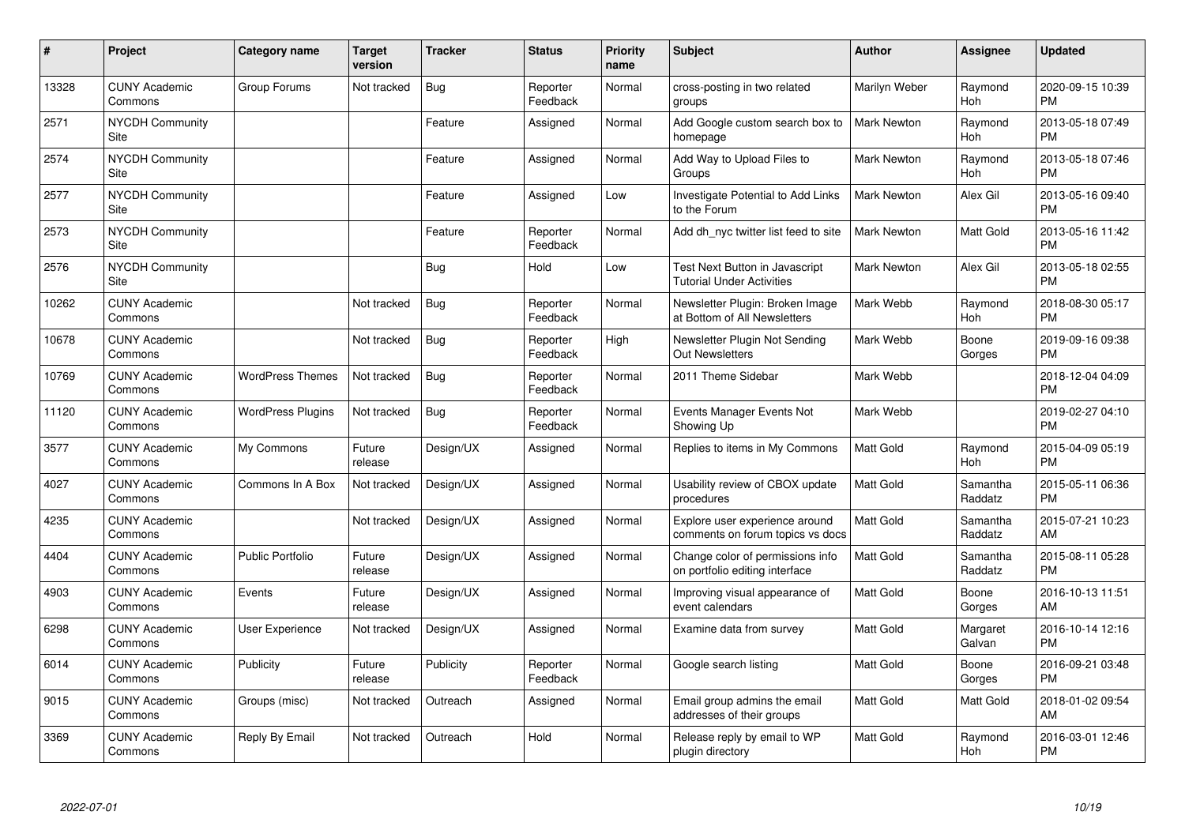| # | Project | Category name | Target version | Tracker | Status | Priority name | Subject | Author | Assignee | Updated |
|---|---|---|---|---|---|---|---|---|---|---|
| 13328 | CUNY Academic Commons | Group Forums | Not tracked | Bug | Reporter Feedback | Normal | cross-posting in two related groups | Marilyn Weber | Raymond Hoh | 2020-09-15 10:39 PM |
| 2571 | NYCDH Community Site | | | Feature | Assigned | Normal | Add Google custom search box to homepage | Mark Newton | Raymond Hoh | 2013-05-18 07:49 PM |
| 2574 | NYCDH Community Site | | | Feature | Assigned | Normal | Add Way to Upload Files to Groups | Mark Newton | Raymond Hoh | 2013-05-18 07:46 PM |
| 2577 | NYCDH Community Site | | | Feature | Assigned | Low | Investigate Potential to Add Links to the Forum | Mark Newton | Alex Gil | 2013-05-16 09:40 PM |
| 2573 | NYCDH Community Site | | | Feature | Reporter Feedback | Normal | Add dh_nyc twitter list feed to site | Mark Newton | Matt Gold | 2013-05-16 11:42 PM |
| 2576 | NYCDH Community Site | | | Bug | Hold | Low | Test Next Button in Javascript Tutorial Under Activities | Mark Newton | Alex Gil | 2013-05-18 02:55 PM |
| 10262 | CUNY Academic Commons | | Not tracked | Bug | Reporter Feedback | Normal | Newsletter Plugin: Broken Image at Bottom of All Newsletters | Mark Webb | Raymond Hoh | 2018-08-30 05:17 PM |
| 10678 | CUNY Academic Commons | | Not tracked | Bug | Reporter Feedback | High | Newsletter Plugin Not Sending Out Newsletters | Mark Webb | Boone Gorges | 2019-09-16 09:38 PM |
| 10769 | CUNY Academic Commons | WordPress Themes | Not tracked | Bug | Reporter Feedback | Normal | 2011 Theme Sidebar | Mark Webb | | 2018-12-04 04:09 PM |
| 11120 | CUNY Academic Commons | WordPress Plugins | Not tracked | Bug | Reporter Feedback | Normal | Events Manager Events Not Showing Up | Mark Webb | | 2019-02-27 04:10 PM |
| 3577 | CUNY Academic Commons | My Commons | Future release | Design/UX | Assigned | Normal | Replies to items in My Commons | Matt Gold | Raymond Hoh | 2015-04-09 05:19 PM |
| 4027 | CUNY Academic Commons | Commons In A Box | Not tracked | Design/UX | Assigned | Normal | Usability review of CBOX update procedures | Matt Gold | Samantha Raddatz | 2015-05-11 06:36 PM |
| 4235 | CUNY Academic Commons | | Not tracked | Design/UX | Assigned | Normal | Explore user experience around comments on forum topics vs docs | Matt Gold | Samantha Raddatz | 2015-07-21 10:23 AM |
| 4404 | CUNY Academic Commons | Public Portfolio | Future release | Design/UX | Assigned | Normal | Change color of permissions info on portfolio editing interface | Matt Gold | Samantha Raddatz | 2015-08-11 05:28 PM |
| 4903 | CUNY Academic Commons | Events | Future release | Design/UX | Assigned | Normal | Improving visual appearance of event calendars | Matt Gold | Boone Gorges | 2016-10-13 11:51 AM |
| 6298 | CUNY Academic Commons | User Experience | Not tracked | Design/UX | Assigned | Normal | Examine data from survey | Matt Gold | Margaret Galvan | 2016-10-14 12:16 PM |
| 6014 | CUNY Academic Commons | Publicity | Future release | Publicity | Reporter Feedback | Normal | Google search listing | Matt Gold | Boone Gorges | 2016-09-21 03:48 PM |
| 9015 | CUNY Academic Commons | Groups (misc) | Not tracked | Outreach | Assigned | Normal | Email group admins the email addresses of their groups | Matt Gold | Matt Gold | 2018-01-02 09:54 AM |
| 3369 | CUNY Academic Commons | Reply By Email | Not tracked | Outreach | Hold | Normal | Release reply by email to WP plugin directory | Matt Gold | Raymond Hoh | 2016-03-01 12:46 PM |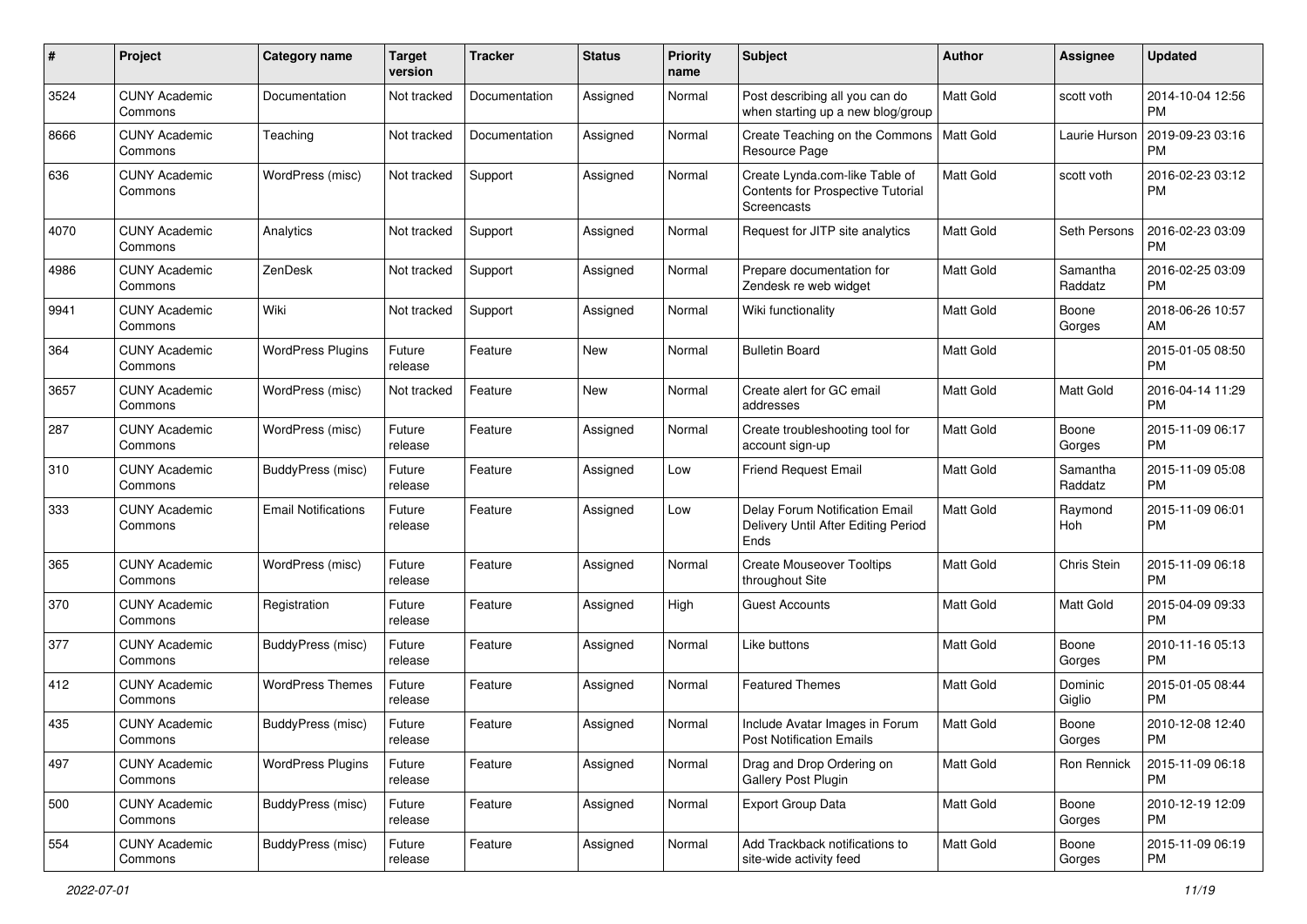| # | Project | Category name | Target version | Tracker | Status | Priority name | Subject | Author | Assignee | Updated |
|---|---|---|---|---|---|---|---|---|---|---|
| 3524 | CUNY Academic Commons | Documentation | Not tracked | Documentation | Assigned | Normal | Post describing all you can do when starting up a new blog/group | Matt Gold | scott voth | 2014-10-04 12:56 PM |
| 8666 | CUNY Academic Commons | Teaching | Not tracked | Documentation | Assigned | Normal | Create Teaching on the Commons Resource Page | Matt Gold | Laurie Hurson | 2019-09-23 03:16 PM |
| 636 | CUNY Academic Commons | WordPress (misc) | Not tracked | Support | Assigned | Normal | Create Lynda.com-like Table of Contents for Prospective Tutorial Screencasts | Matt Gold | scott voth | 2016-02-23 03:12 PM |
| 4070 | CUNY Academic Commons | Analytics | Not tracked | Support | Assigned | Normal | Request for JITP site analytics | Matt Gold | Seth Persons | 2016-02-23 03:09 PM |
| 4986 | CUNY Academic Commons | ZenDesk | Not tracked | Support | Assigned | Normal | Prepare documentation for Zendesk re web widget | Matt Gold | Samantha Raddatz | 2016-02-25 03:09 PM |
| 9941 | CUNY Academic Commons | Wiki | Not tracked | Support | Assigned | Normal | Wiki functionality | Matt Gold | Boone Gorges | 2018-06-26 10:57 AM |
| 364 | CUNY Academic Commons | WordPress Plugins | Future release | Feature | New | Normal | Bulletin Board | Matt Gold | | 2015-01-05 08:50 PM |
| 3657 | CUNY Academic Commons | WordPress (misc) | Not tracked | Feature | New | Normal | Create alert for GC email addresses | Matt Gold | Matt Gold | 2016-04-14 11:29 PM |
| 287 | CUNY Academic Commons | WordPress (misc) | Future release | Feature | Assigned | Normal | Create troubleshooting tool for account sign-up | Matt Gold | Boone Gorges | 2015-11-09 06:17 PM |
| 310 | CUNY Academic Commons | BuddyPress (misc) | Future release | Feature | Assigned | Low | Friend Request Email | Matt Gold | Samantha Raddatz | 2015-11-09 05:08 PM |
| 333 | CUNY Academic Commons | Email Notifications | Future release | Feature | Assigned | Low | Delay Forum Notification Email Delivery Until After Editing Period Ends | Matt Gold | Raymond Hoh | 2015-11-09 06:01 PM |
| 365 | CUNY Academic Commons | WordPress (misc) | Future release | Feature | Assigned | Normal | Create Mouseover Tooltips throughout Site | Matt Gold | Chris Stein | 2015-11-09 06:18 PM |
| 370 | CUNY Academic Commons | Registration | Future release | Feature | Assigned | High | Guest Accounts | Matt Gold | Matt Gold | 2015-04-09 09:33 PM |
| 377 | CUNY Academic Commons | BuddyPress (misc) | Future release | Feature | Assigned | Normal | Like buttons | Matt Gold | Boone Gorges | 2010-11-16 05:13 PM |
| 412 | CUNY Academic Commons | WordPress Themes | Future release | Feature | Assigned | Normal | Featured Themes | Matt Gold | Dominic Giglio | 2015-01-05 08:44 PM |
| 435 | CUNY Academic Commons | BuddyPress (misc) | Future release | Feature | Assigned | Normal | Include Avatar Images in Forum Post Notification Emails | Matt Gold | Boone Gorges | 2010-12-08 12:40 PM |
| 497 | CUNY Academic Commons | WordPress Plugins | Future release | Feature | Assigned | Normal | Drag and Drop Ordering on Gallery Post Plugin | Matt Gold | Ron Rennick | 2015-11-09 06:18 PM |
| 500 | CUNY Academic Commons | BuddyPress (misc) | Future release | Feature | Assigned | Normal | Export Group Data | Matt Gold | Boone Gorges | 2010-12-19 12:09 PM |
| 554 | CUNY Academic Commons | BuddyPress (misc) | Future release | Feature | Assigned | Normal | Add Trackback notifications to site-wide activity feed | Matt Gold | Boone Gorges | 2015-11-09 06:19 PM |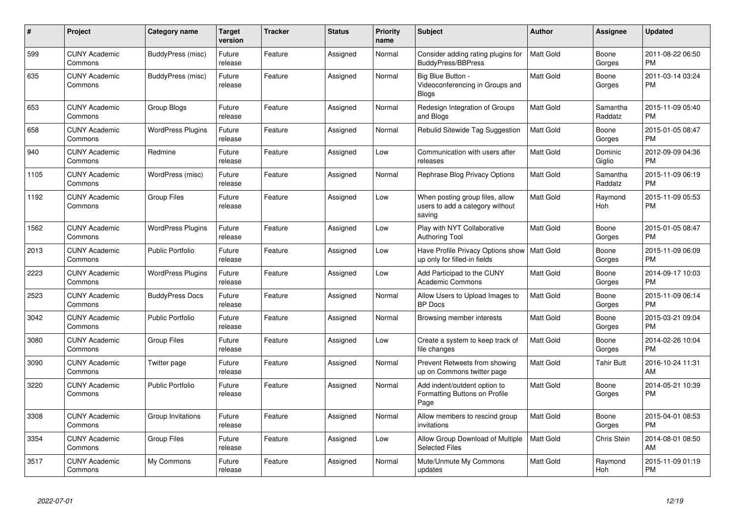| # | Project | Category name | Target version | Tracker | Status | Priority name | Subject | Author | Assignee | Updated |
|---|---|---|---|---|---|---|---|---|---|---|
| 599 | CUNY Academic Commons | BuddyPress (misc) | Future release | Feature | Assigned | Normal | Consider adding rating plugins for BuddyPress/BBPress | Matt Gold | Boone Gorges | 2011-08-22 06:50 PM |
| 635 | CUNY Academic Commons | BuddyPress (misc) | Future release | Feature | Assigned | Normal | Big Blue Button - Videoconferencing in Groups and Blogs | Matt Gold | Boone Gorges | 2011-03-14 03:24 PM |
| 653 | CUNY Academic Commons | Group Blogs | Future release | Feature | Assigned | Normal | Redesign Integration of Groups and Blogs | Matt Gold | Samantha Raddatz | 2015-11-09 05:40 PM |
| 658 | CUNY Academic Commons | WordPress Plugins | Future release | Feature | Assigned | Normal | Rebulid Sitewide Tag Suggestion | Matt Gold | Boone Gorges | 2015-01-05 08:47 PM |
| 940 | CUNY Academic Commons | Redmine | Future release | Feature | Assigned | Low | Communication with users after releases | Matt Gold | Dominic Giglio | 2012-09-09 04:36 PM |
| 1105 | CUNY Academic Commons | WordPress (misc) | Future release | Feature | Assigned | Normal | Rephrase Blog Privacy Options | Matt Gold | Samantha Raddatz | 2015-11-09 06:19 PM |
| 1192 | CUNY Academic Commons | Group Files | Future release | Feature | Assigned | Low | When posting group files, allow users to add a category without saving | Matt Gold | Raymond Hoh | 2015-11-09 05:53 PM |
| 1562 | CUNY Academic Commons | WordPress Plugins | Future release | Feature | Assigned | Low | Play with NYT Collaborative Authoring Tool | Matt Gold | Boone Gorges | 2015-01-05 08:47 PM |
| 2013 | CUNY Academic Commons | Public Portfolio | Future release | Feature | Assigned | Low | Have Profile Privacy Options show up only for filled-in fields | Matt Gold | Boone Gorges | 2015-11-09 06:09 PM |
| 2223 | CUNY Academic Commons | WordPress Plugins | Future release | Feature | Assigned | Low | Add Participad to the CUNY Academic Commons | Matt Gold | Boone Gorges | 2014-09-17 10:03 PM |
| 2523 | CUNY Academic Commons | BuddyPress Docs | Future release | Feature | Assigned | Normal | Allow Users to Upload Images to BP Docs | Matt Gold | Boone Gorges | 2015-11-09 06:14 PM |
| 3042 | CUNY Academic Commons | Public Portfolio | Future release | Feature | Assigned | Normal | Browsing member interests | Matt Gold | Boone Gorges | 2015-03-21 09:04 PM |
| 3080 | CUNY Academic Commons | Group Files | Future release | Feature | Assigned | Low | Create a system to keep track of file changes | Matt Gold | Boone Gorges | 2014-02-26 10:04 PM |
| 3090 | CUNY Academic Commons | Twitter page | Future release | Feature | Assigned | Normal | Prevent Retweets from showing up on Commons twitter page | Matt Gold | Tahir Butt | 2016-10-24 11:31 AM |
| 3220 | CUNY Academic Commons | Public Portfolio | Future release | Feature | Assigned | Normal | Add indent/outdent option to Formatting Buttons on Profile Page | Matt Gold | Boone Gorges | 2014-05-21 10:39 PM |
| 3308 | CUNY Academic Commons | Group Invitations | Future release | Feature | Assigned | Normal | Allow members to rescind group invitations | Matt Gold | Boone Gorges | 2015-04-01 08:53 PM |
| 3354 | CUNY Academic Commons | Group Files | Future release | Feature | Assigned | Low | Allow Group Download of Multiple Selected Files | Matt Gold | Chris Stein | 2014-08-01 08:50 AM |
| 3517 | CUNY Academic Commons | My Commons | Future release | Feature | Assigned | Normal | Mute/Unmute My Commons updates | Matt Gold | Raymond Hoh | 2015-11-09 01:19 PM |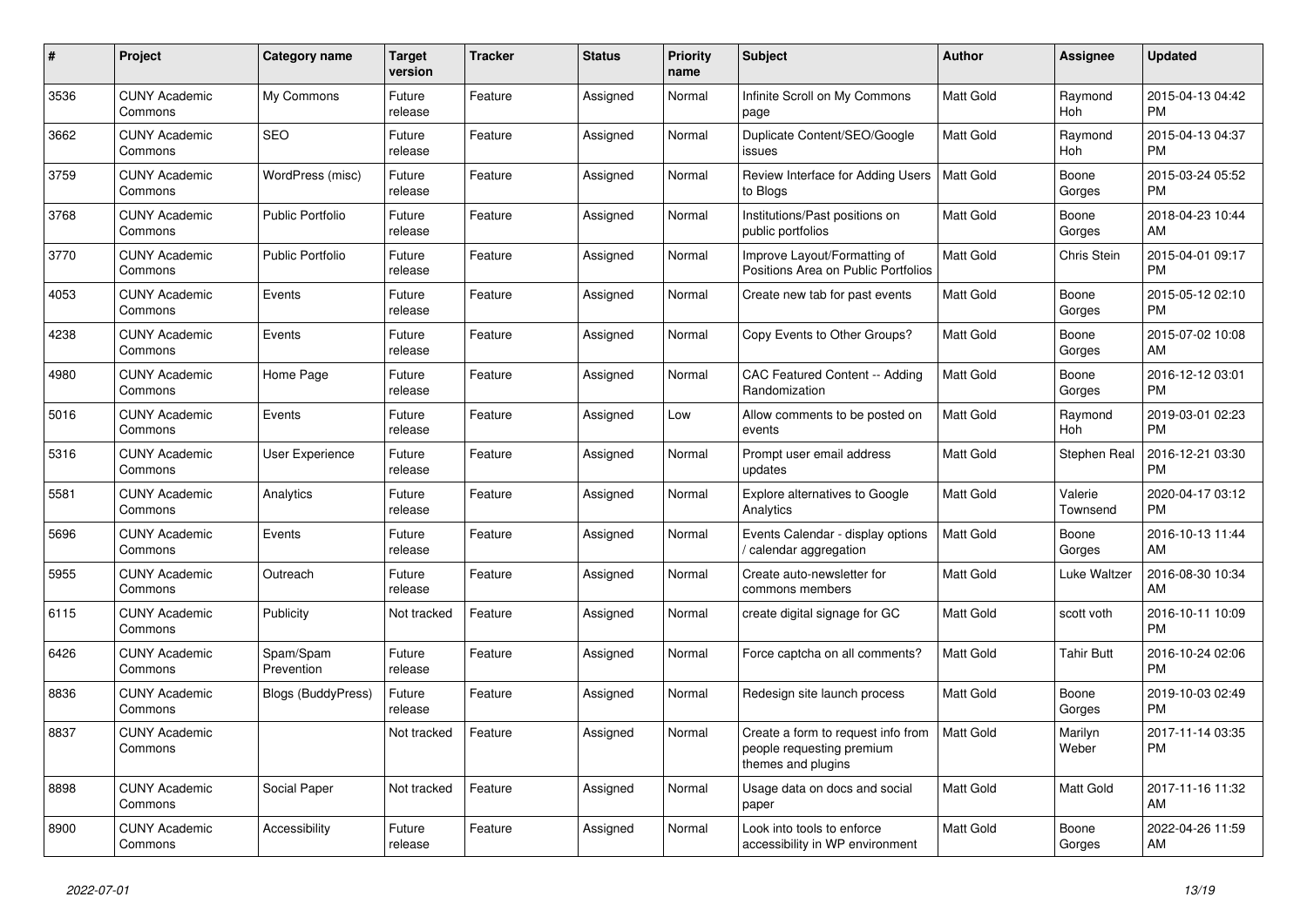| # | Project | Category name | Target version | Tracker | Status | Priority name | Subject | Author | Assignee | Updated |
|---|---|---|---|---|---|---|---|---|---|---|
| 3536 | CUNY Academic Commons | My Commons | Future release | Feature | Assigned | Normal | Infinite Scroll on My Commons page | Matt Gold | Raymond Hoh | 2015-04-13 04:42 PM |
| 3662 | CUNY Academic Commons | SEO | Future release | Feature | Assigned | Normal | Duplicate Content/SEO/Google issues | Matt Gold | Raymond Hoh | 2015-04-13 04:37 PM |
| 3759 | CUNY Academic Commons | WordPress (misc) | Future release | Feature | Assigned | Normal | Review Interface for Adding Users to Blogs | Matt Gold | Boone Gorges | 2015-03-24 05:52 PM |
| 3768 | CUNY Academic Commons | Public Portfolio | Future release | Feature | Assigned | Normal | Institutions/Past positions on public portfolios | Matt Gold | Boone Gorges | 2018-04-23 10:44 AM |
| 3770 | CUNY Academic Commons | Public Portfolio | Future release | Feature | Assigned | Normal | Improve Layout/Formatting of Positions Area on Public Portfolios | Matt Gold | Chris Stein | 2015-04-01 09:17 PM |
| 4053 | CUNY Academic Commons | Events | Future release | Feature | Assigned | Normal | Create new tab for past events | Matt Gold | Boone Gorges | 2015-05-12 02:10 PM |
| 4238 | CUNY Academic Commons | Events | Future release | Feature | Assigned | Normal | Copy Events to Other Groups? | Matt Gold | Boone Gorges | 2015-07-02 10:08 AM |
| 4980 | CUNY Academic Commons | Home Page | Future release | Feature | Assigned | Normal | CAC Featured Content -- Adding Randomization | Matt Gold | Boone Gorges | 2016-12-12 03:01 PM |
| 5016 | CUNY Academic Commons | Events | Future release | Feature | Assigned | Low | Allow comments to be posted on events | Matt Gold | Raymond Hoh | 2019-03-01 02:23 PM |
| 5316 | CUNY Academic Commons | User Experience | Future release | Feature | Assigned | Normal | Prompt user email address updates | Matt Gold | Stephen Real | 2016-12-21 03:30 PM |
| 5581 | CUNY Academic Commons | Analytics | Future release | Feature | Assigned | Normal | Explore alternatives to Google Analytics | Matt Gold | Valerie Townsend | 2020-04-17 03:12 PM |
| 5696 | CUNY Academic Commons | Events | Future release | Feature | Assigned | Normal | Events Calendar - display options / calendar aggregation | Matt Gold | Boone Gorges | 2016-10-13 11:44 AM |
| 5955 | CUNY Academic Commons | Outreach | Future release | Feature | Assigned | Normal | Create auto-newsletter for commons members | Matt Gold | Luke Waltzer | 2016-08-30 10:34 AM |
| 6115 | CUNY Academic Commons | Publicity | Not tracked | Feature | Assigned | Normal | create digital signage for GC | Matt Gold | scott voth | 2016-10-11 10:09 PM |
| 6426 | CUNY Academic Commons | Spam/Spam Prevention | Future release | Feature | Assigned | Normal | Force captcha on all comments? | Matt Gold | Tahir Butt | 2016-10-24 02:06 PM |
| 8836 | CUNY Academic Commons | Blogs (BuddyPress) | Future release | Feature | Assigned | Normal | Redesign site launch process | Matt Gold | Boone Gorges | 2019-10-03 02:49 PM |
| 8837 | CUNY Academic Commons | | Not tracked | Feature | Assigned | Normal | Create a form to request info from people requesting premium themes and plugins | Matt Gold | Marilyn Weber | 2017-11-14 03:35 PM |
| 8898 | CUNY Academic Commons | Social Paper | Not tracked | Feature | Assigned | Normal | Usage data on docs and social paper | Matt Gold | Matt Gold | 2017-11-16 11:32 AM |
| 8900 | CUNY Academic Commons | Accessibility | Future release | Feature | Assigned | Normal | Look into tools to enforce accessibility in WP environment | Matt Gold | Boone Gorges | 2022-04-26 11:59 AM |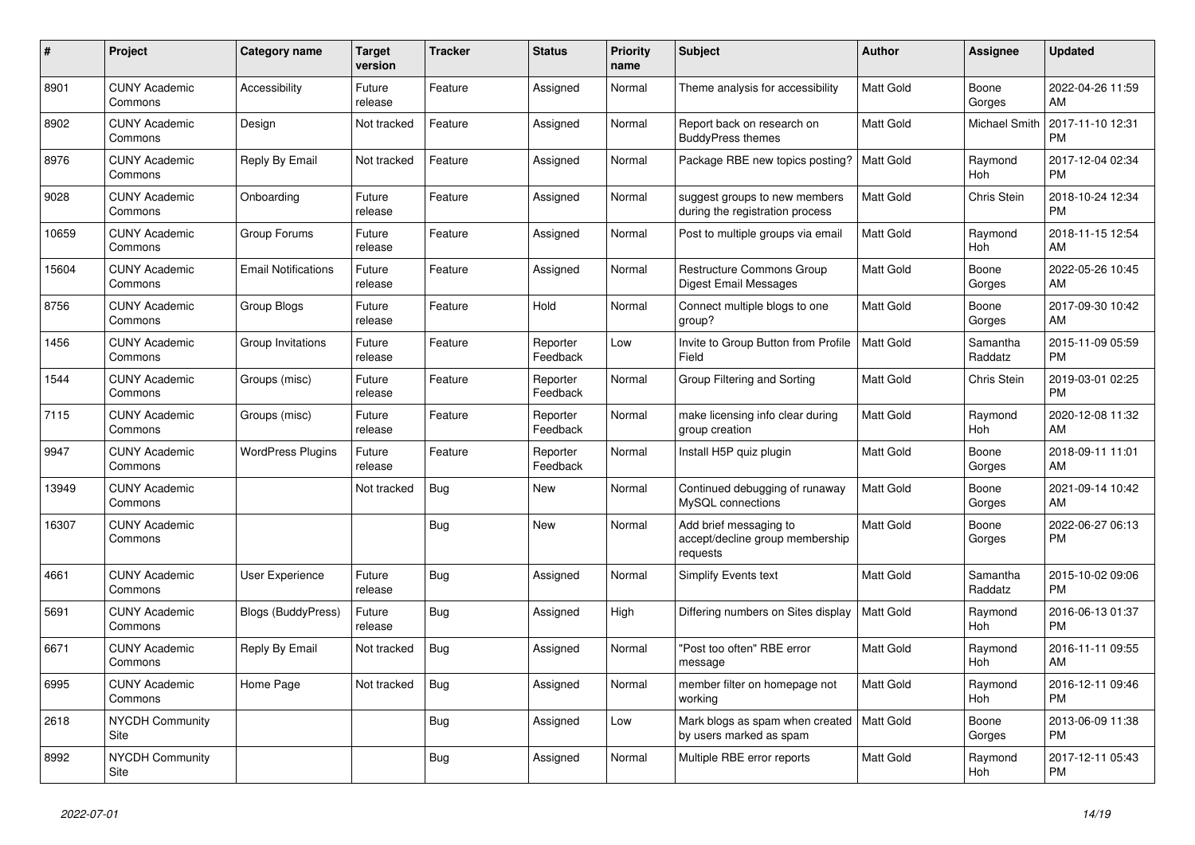| # | Project | Category name | Target version | Tracker | Status | Priority name | Subject | Author | Assignee | Updated |
|---|---|---|---|---|---|---|---|---|---|---|
| 8901 | CUNY Academic Commons | Accessibility | Future release | Feature | Assigned | Normal | Theme analysis for accessibility | Matt Gold | Boone Gorges | 2022-04-26 11:59 AM |
| 8902 | CUNY Academic Commons | Design | Not tracked | Feature | Assigned | Normal | Report back on research on BuddyPress themes | Matt Gold | Michael Smith | 2017-11-10 12:31 PM |
| 8976 | CUNY Academic Commons | Reply By Email | Not tracked | Feature | Assigned | Normal | Package RBE new topics posting? | Matt Gold | Raymond Hoh | 2017-12-04 02:34 PM |
| 9028 | CUNY Academic Commons | Onboarding | Future release | Feature | Assigned | Normal | suggest groups to new members during the registration process | Matt Gold | Chris Stein | 2018-10-24 12:34 PM |
| 10659 | CUNY Academic Commons | Group Forums | Future release | Feature | Assigned | Normal | Post to multiple groups via email | Matt Gold | Raymond Hoh | 2018-11-15 12:54 AM |
| 15604 | CUNY Academic Commons | Email Notifications | Future release | Feature | Assigned | Normal | Restructure Commons Group Digest Email Messages | Matt Gold | Boone Gorges | 2022-05-26 10:45 AM |
| 8756 | CUNY Academic Commons | Group Blogs | Future release | Feature | Hold | Normal | Connect multiple blogs to one group? | Matt Gold | Boone Gorges | 2017-09-30 10:42 AM |
| 1456 | CUNY Academic Commons | Group Invitations | Future release | Feature | Reporter Feedback | Low | Invite to Group Button from Profile Field | Matt Gold | Samantha Raddatz | 2015-11-09 05:59 PM |
| 1544 | CUNY Academic Commons | Groups (misc) | Future release | Feature | Reporter Feedback | Normal | Group Filtering and Sorting | Matt Gold | Chris Stein | 2019-03-01 02:25 PM |
| 7115 | CUNY Academic Commons | Groups (misc) | Future release | Feature | Reporter Feedback | Normal | make licensing info clear during group creation | Matt Gold | Raymond Hoh | 2020-12-08 11:32 AM |
| 9947 | CUNY Academic Commons | WordPress Plugins | Future release | Feature | Reporter Feedback | Normal | Install H5P quiz plugin | Matt Gold | Boone Gorges | 2018-09-11 11:01 AM |
| 13949 | CUNY Academic Commons | | Not tracked | Bug | New | Normal | Continued debugging of runaway MySQL connections | Matt Gold | Boone Gorges | 2021-09-14 10:42 AM |
| 16307 | CUNY Academic Commons | | | Bug | New | Normal | Add brief messaging to accept/decline group membership requests | Matt Gold | Boone Gorges | 2022-06-27 06:13 PM |
| 4661 | CUNY Academic Commons | User Experience | Future release | Bug | Assigned | Normal | Simplify Events text | Matt Gold | Samantha Raddatz | 2015-10-02 09:06 PM |
| 5691 | CUNY Academic Commons | Blogs (BuddyPress) | Future release | Bug | Assigned | High | Differing numbers on Sites display | Matt Gold | Raymond Hoh | 2016-06-13 01:37 PM |
| 6671 | CUNY Academic Commons | Reply By Email | Not tracked | Bug | Assigned | Normal | "Post too often" RBE error message | Matt Gold | Raymond Hoh | 2016-11-11 09:55 AM |
| 6995 | CUNY Academic Commons | Home Page | Not tracked | Bug | Assigned | Normal | member filter on homepage not working | Matt Gold | Raymond Hoh | 2016-12-11 09:46 PM |
| 2618 | NYCDH Community Site | | | Bug | Assigned | Low | Mark blogs as spam when created by users marked as spam | Matt Gold | Boone Gorges | 2013-06-09 11:38 PM |
| 8992 | NYCDH Community Site | | | Bug | Assigned | Normal | Multiple RBE error reports | Matt Gold | Raymond Hoh | 2017-12-11 05:43 PM |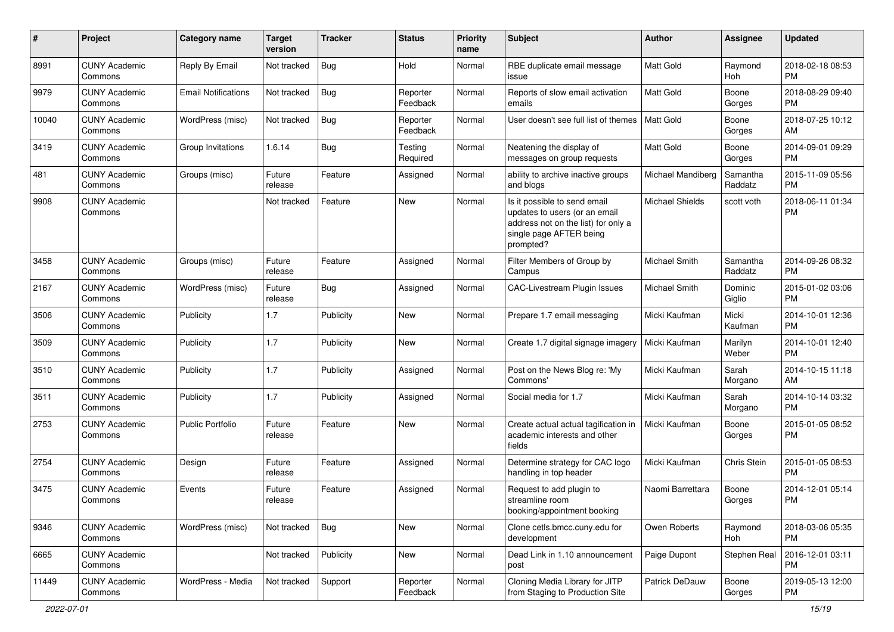| # | Project | Category name | Target version | Tracker | Status | Priority name | Subject | Author | Assignee | Updated |
|---|---|---|---|---|---|---|---|---|---|---|
| 8991 | CUNY Academic Commons | Reply By Email | Not tracked | Bug | Hold | Normal | RBE duplicate email message issue | Matt Gold | Raymond Hoh | 2018-02-18 08:53 PM |
| 9979 | CUNY Academic Commons | Email Notifications | Not tracked | Bug | Reporter Feedback | Normal | Reports of slow email activation emails | Matt Gold | Boone Gorges | 2018-08-29 09:40 PM |
| 10040 | CUNY Academic Commons | WordPress (misc) | Not tracked | Bug | Reporter Feedback | Normal | User doesn't see full list of themes | Matt Gold | Boone Gorges | 2018-07-25 10:12 AM |
| 3419 | CUNY Academic Commons | Group Invitations | 1.6.14 | Bug | Testing Required | Normal | Neatening the display of messages on group requests | Matt Gold | Boone Gorges | 2014-09-01 09:29 PM |
| 481 | CUNY Academic Commons | Groups (misc) | Future release | Feature | Assigned | Normal | ability to archive inactive groups and blogs | Michael Mandiberg | Samantha Raddatz | 2015-11-09 05:56 PM |
| 9908 | CUNY Academic Commons | | Not tracked | Feature | New | Normal | Is it possible to send email updates to users (or an email address not on the list) for only a single page AFTER being prompted? | Michael Shields | scott voth | 2018-06-11 01:34 PM |
| 3458 | CUNY Academic Commons | Groups (misc) | Future release | Feature | Assigned | Normal | Filter Members of Group by Campus | Michael Smith | Samantha Raddatz | 2014-09-26 08:32 PM |
| 2167 | CUNY Academic Commons | WordPress (misc) | Future release | Bug | Assigned | Normal | CAC-Livestream Plugin Issues | Michael Smith | Dominic Giglio | 2015-01-02 03:06 PM |
| 3506 | CUNY Academic Commons | Publicity | 1.7 | Publicity | New | Normal | Prepare 1.7 email messaging | Micki Kaufman | Micki Kaufman | 2014-10-01 12:36 PM |
| 3509 | CUNY Academic Commons | Publicity | 1.7 | Publicity | New | Normal | Create 1.7 digital signage imagery | Micki Kaufman | Marilyn Weber | 2014-10-01 12:40 PM |
| 3510 | CUNY Academic Commons | Publicity | 1.7 | Publicity | Assigned | Normal | Post on the News Blog re: 'My Commons' | Micki Kaufman | Sarah Morgano | 2014-10-15 11:18 AM |
| 3511 | CUNY Academic Commons | Publicity | 1.7 | Publicity | Assigned | Normal | Social media for 1.7 | Micki Kaufman | Sarah Morgano | 2014-10-14 03:32 PM |
| 2753 | CUNY Academic Commons | Public Portfolio | Future release | Feature | New | Normal | Create actual actual tagification in academic interests and other fields | Micki Kaufman | Boone Gorges | 2015-01-05 08:52 PM |
| 2754 | CUNY Academic Commons | Design | Future release | Feature | Assigned | Normal | Determine strategy for CAC logo handling in top header | Micki Kaufman | Chris Stein | 2015-01-05 08:53 PM |
| 3475 | CUNY Academic Commons | Events | Future release | Feature | Assigned | Normal | Request to add plugin to streamline room booking/appointment booking | Naomi Barrettara | Boone Gorges | 2014-12-01 05:14 PM |
| 9346 | CUNY Academic Commons | WordPress (misc) | Not tracked | Bug | New | Normal | Clone cetls.bmcc.cuny.edu for development | Owen Roberts | Raymond Hoh | 2018-03-06 05:35 PM |
| 6665 | CUNY Academic Commons | | Not tracked | Publicity | New | Normal | Dead Link in 1.10 announcement post | Paige Dupont | Stephen Real | 2016-12-01 03:11 PM |
| 11449 | CUNY Academic Commons | WordPress - Media | Not tracked | Support | Reporter Feedback | Normal | Cloning Media Library for JITP from Staging to Production Site | Patrick DeDauw | Boone Gorges | 2019-05-13 12:00 PM |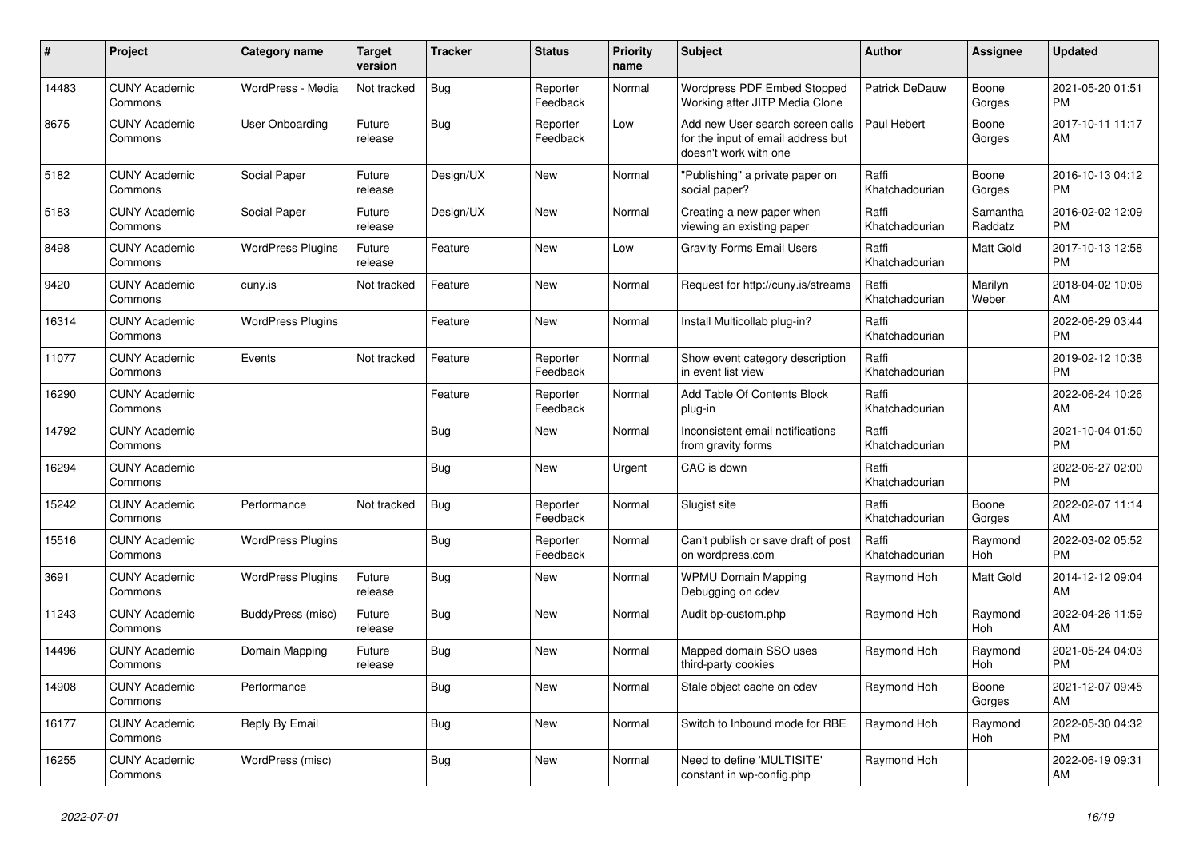| # | Project | Category name | Target version | Tracker | Status | Priority name | Subject | Author | Assignee | Updated |
|---|---|---|---|---|---|---|---|---|---|---|
| 14483 | CUNY Academic Commons | WordPress - Media | Not tracked | Bug | Reporter Feedback | Normal | Wordpress PDF Embed Stopped Working after JITP Media Clone | Patrick DeDauw | Boone Gorges | 2021-05-20 01:51 PM |
| 8675 | CUNY Academic Commons | User Onboarding | Future release | Bug | Reporter Feedback | Low | Add new User search screen calls for the input of email address but doesn't work with one | Paul Hebert | Boone Gorges | 2017-10-11 11:17 AM |
| 5182 | CUNY Academic Commons | Social Paper | Future release | Design/UX | New | Normal | "Publishing" a private paper on social paper? | Raffi Khatchadourian | Boone Gorges | 2016-10-13 04:12 PM |
| 5183 | CUNY Academic Commons | Social Paper | Future release | Design/UX | New | Normal | Creating a new paper when viewing an existing paper | Raffi Khatchadourian | Samantha Raddatz | 2016-02-02 12:09 PM |
| 8498 | CUNY Academic Commons | WordPress Plugins | Future release | Feature | New | Low | Gravity Forms Email Users | Raffi Khatchadourian | Matt Gold | 2017-10-13 12:58 PM |
| 9420 | CUNY Academic Commons | cuny.is | Not tracked | Feature | New | Normal | Request for http://cuny.is/streams | Raffi Khatchadourian | Marilyn Weber | 2018-04-02 10:08 AM |
| 16314 | CUNY Academic Commons | WordPress Plugins | | Feature | New | Normal | Install Multicollab plug-in? | Raffi Khatchadourian | | 2022-06-29 03:44 PM |
| 11077 | CUNY Academic Commons | Events | Not tracked | Feature | Reporter Feedback | Normal | Show event category description in event list view | Raffi Khatchadourian | | 2019-02-12 10:38 PM |
| 16290 | CUNY Academic Commons | | | Feature | Reporter Feedback | Normal | Add Table Of Contents Block plug-in | Raffi Khatchadourian | | 2022-06-24 10:26 AM |
| 14792 | CUNY Academic Commons | | | Bug | New | Normal | Inconsistent email notifications from gravity forms | Raffi Khatchadourian | | 2021-10-04 01:50 PM |
| 16294 | CUNY Academic Commons | | | Bug | New | Urgent | CAC is down | Raffi Khatchadourian | | 2022-06-27 02:00 PM |
| 15242 | CUNY Academic Commons | Performance | Not tracked | Bug | Reporter Feedback | Normal | Slugist site | Raffi Khatchadourian | Boone Gorges | 2022-02-07 11:14 AM |
| 15516 | CUNY Academic Commons | WordPress Plugins | | Bug | Reporter Feedback | Normal | Can't publish or save draft of post on wordpress.com | Raffi Khatchadourian | Raymond Hoh | 2022-03-02 05:52 PM |
| 3691 | CUNY Academic Commons | WordPress Plugins | Future release | Bug | New | Normal | WPMU Domain Mapping Debugging on cdev | Raymond Hoh | Matt Gold | 2014-12-12 09:04 AM |
| 11243 | CUNY Academic Commons | BuddyPress (misc) | Future release | Bug | New | Normal | Audit bp-custom.php | Raymond Hoh | Raymond Hoh | 2022-04-26 11:59 AM |
| 14496 | CUNY Academic Commons | Domain Mapping | Future release | Bug | New | Normal | Mapped domain SSO uses third-party cookies | Raymond Hoh | Raymond Hoh | 2021-05-24 04:03 PM |
| 14908 | CUNY Academic Commons | Performance | | Bug | New | Normal | Stale object cache on cdev | Raymond Hoh | Boone Gorges | 2021-12-07 09:45 AM |
| 16177 | CUNY Academic Commons | Reply By Email | | Bug | New | Normal | Switch to Inbound mode for RBE | Raymond Hoh | Raymond Hoh | 2022-05-30 04:32 PM |
| 16255 | CUNY Academic Commons | WordPress (misc) | | Bug | New | Normal | Need to define 'MULTISITE' constant in wp-config.php | Raymond Hoh | | 2022-06-19 09:31 AM |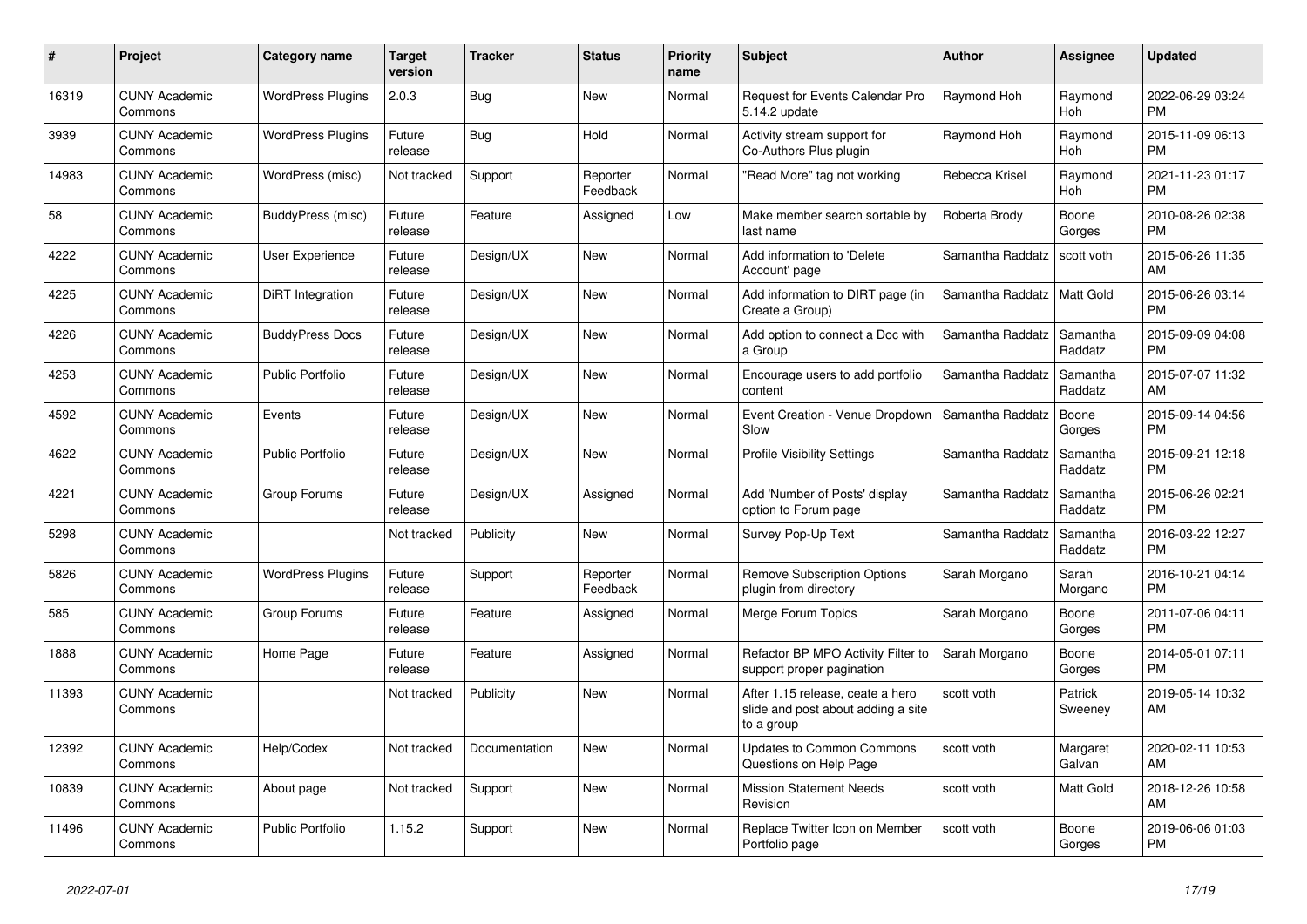| # | Project | Category name | Target version | Tracker | Status | Priority name | Subject | Author | Assignee | Updated |
|---|---|---|---|---|---|---|---|---|---|---|
| 16319 | CUNY Academic Commons | WordPress Plugins | 2.0.3 | Bug | New | Normal | Request for Events Calendar Pro 5.14.2 update | Raymond Hoh | Raymond Hoh | 2022-06-29 03:24 PM |
| 3939 | CUNY Academic Commons | WordPress Plugins | Future release | Bug | Hold | Normal | Activity stream support for Co-Authors Plus plugin | Raymond Hoh | Raymond Hoh | 2015-11-09 06:13 PM |
| 14983 | CUNY Academic Commons | WordPress (misc) | Not tracked | Support | Reporter Feedback | Normal | "Read More" tag not working | Rebecca Krisel | Raymond Hoh | 2021-11-23 01:17 PM |
| 58 | CUNY Academic Commons | BuddyPress (misc) | Future release | Feature | Assigned | Low | Make member search sortable by last name | Roberta Brody | Boone Gorges | 2010-08-26 02:38 PM |
| 4222 | CUNY Academic Commons | User Experience | Future release | Design/UX | New | Normal | Add information to 'Delete Account' page | Samantha Raddatz | scott voth | 2015-06-26 11:35 AM |
| 4225 | CUNY Academic Commons | DiRT Integration | Future release | Design/UX | New | Normal | Add information to DIRT page (in Create a Group) | Samantha Raddatz | Matt Gold | 2015-06-26 03:14 PM |
| 4226 | CUNY Academic Commons | BuddyPress Docs | Future release | Design/UX | New | Normal | Add option to connect a Doc with a Group | Samantha Raddatz | Samantha Raddatz | 2015-09-09 04:08 PM |
| 4253 | CUNY Academic Commons | Public Portfolio | Future release | Design/UX | New | Normal | Encourage users to add portfolio content | Samantha Raddatz | Samantha Raddatz | 2015-07-07 11:32 AM |
| 4592 | CUNY Academic Commons | Events | Future release | Design/UX | New | Normal | Event Creation - Venue Dropdown Slow | Samantha Raddatz | Boone Gorges | 2015-09-14 04:56 PM |
| 4622 | CUNY Academic Commons | Public Portfolio | Future release | Design/UX | New | Normal | Profile Visibility Settings | Samantha Raddatz | Samantha Raddatz | 2015-09-21 12:18 PM |
| 4221 | CUNY Academic Commons | Group Forums | Future release | Design/UX | Assigned | Normal | Add 'Number of Posts' display option to Forum page | Samantha Raddatz | Samantha Raddatz | 2015-06-26 02:21 PM |
| 5298 | CUNY Academic Commons | | Not tracked | Publicity | New | Normal | Survey Pop-Up Text | Samantha Raddatz | Samantha Raddatz | 2016-03-22 12:27 PM |
| 5826 | CUNY Academic Commons | WordPress Plugins | Future release | Support | Reporter Feedback | Normal | Remove Subscription Options plugin from directory | Sarah Morgano | Sarah Morgano | 2016-10-21 04:14 PM |
| 585 | CUNY Academic Commons | Group Forums | Future release | Feature | Assigned | Normal | Merge Forum Topics | Sarah Morgano | Boone Gorges | 2011-07-06 04:11 PM |
| 1888 | CUNY Academic Commons | Home Page | Future release | Feature | Assigned | Normal | Refactor BP MPO Activity Filter to support proper pagination | Sarah Morgano | Boone Gorges | 2014-05-01 07:11 PM |
| 11393 | CUNY Academic Commons | | Not tracked | Publicity | New | Normal | After 1.15 release, ceate a hero slide and post about adding a site to a group | scott voth | Patrick Sweeney | 2019-05-14 10:32 AM |
| 12392 | CUNY Academic Commons | Help/Codex | Not tracked | Documentation | New | Normal | Updates to Common Commons Questions on Help Page | scott voth | Margaret Galvan | 2020-02-11 10:53 AM |
| 10839 | CUNY Academic Commons | About page | Not tracked | Support | New | Normal | Mission Statement Needs Revision | scott voth | Matt Gold | 2018-12-26 10:58 AM |
| 11496 | CUNY Academic Commons | Public Portfolio | 1.15.2 | Support | New | Normal | Replace Twitter Icon on Member Portfolio page | scott voth | Boone Gorges | 2019-06-06 01:03 PM |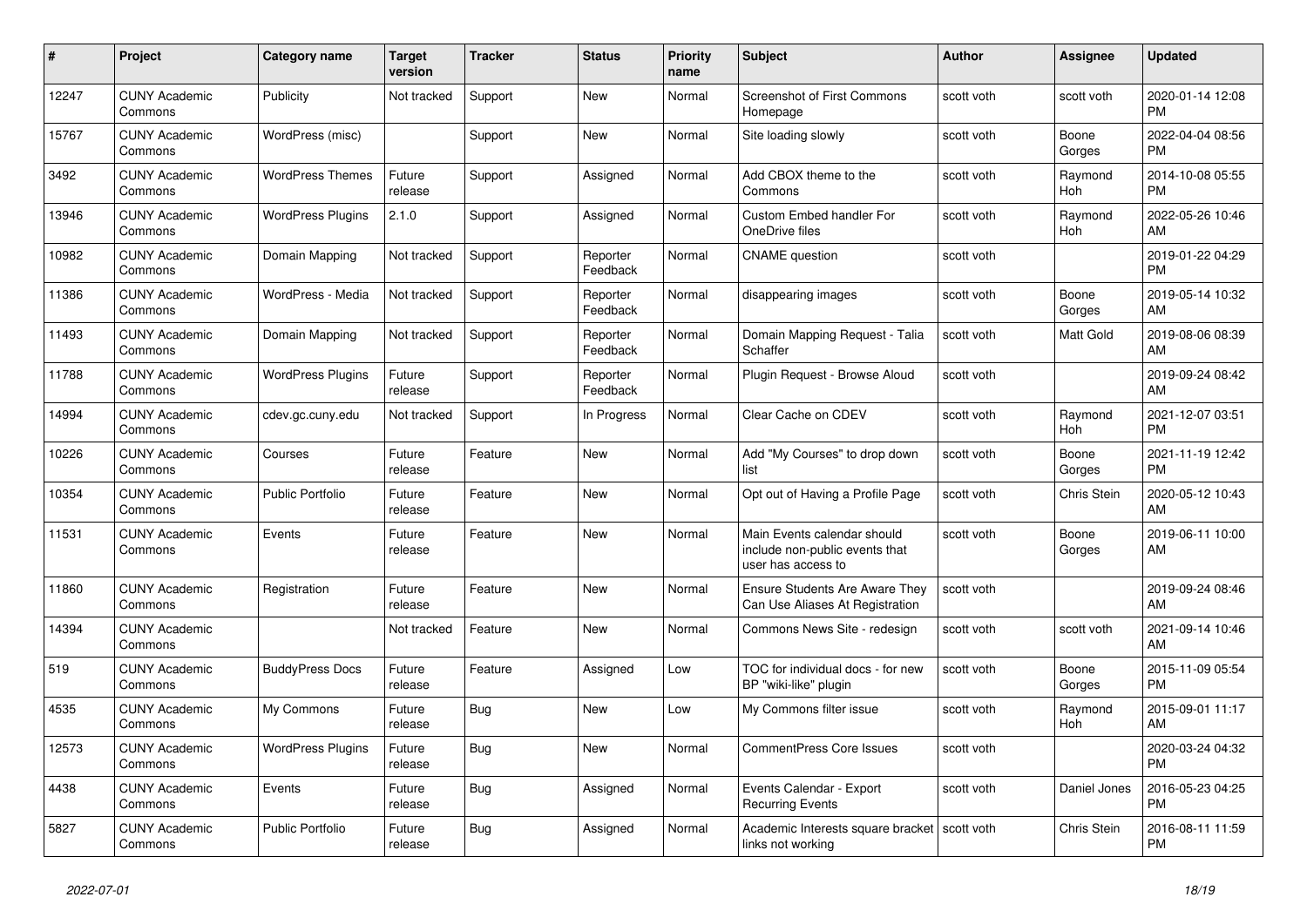| # | Project | Category name | Target version | Tracker | Status | Priority name | Subject | Author | Assignee | Updated |
|---|---|---|---|---|---|---|---|---|---|---|
| 12247 | CUNY Academic Commons | Publicity | Not tracked | Support | New | Normal | Screenshot of First Commons Homepage | scott voth | scott voth | 2020-01-14 12:08 PM |
| 15767 | CUNY Academic Commons | WordPress (misc) | | Support | New | Normal | Site loading slowly | scott voth | Boone Gorges | 2022-04-04 08:56 PM |
| 3492 | CUNY Academic Commons | WordPress Themes | Future release | Support | Assigned | Normal | Add CBOX theme to the Commons | scott voth | Raymond Hoh | 2014-10-08 05:55 PM |
| 13946 | CUNY Academic Commons | WordPress Plugins | 2.1.0 | Support | Assigned | Normal | Custom Embed handler For OneDrive files | scott voth | Raymond Hoh | 2022-05-26 10:46 AM |
| 10982 | CUNY Academic Commons | Domain Mapping | Not tracked | Support | Reporter Feedback | Normal | CNAME question | scott voth | | 2019-01-22 04:29 PM |
| 11386 | CUNY Academic Commons | WordPress - Media | Not tracked | Support | Reporter Feedback | Normal | disappearing images | scott voth | Boone Gorges | 2019-05-14 10:32 AM |
| 11493 | CUNY Academic Commons | Domain Mapping | Not tracked | Support | Reporter Feedback | Normal | Domain Mapping Request - Talia Schaffer | scott voth | Matt Gold | 2019-08-06 08:39 AM |
| 11788 | CUNY Academic Commons | WordPress Plugins | Future release | Support | Reporter Feedback | Normal | Plugin Request - Browse Aloud | scott voth | | 2019-09-24 08:42 AM |
| 14994 | CUNY Academic Commons | cdev.gc.cuny.edu | Not tracked | Support | In Progress | Normal | Clear Cache on CDEV | scott voth | Raymond Hoh | 2021-12-07 03:51 PM |
| 10226 | CUNY Academic Commons | Courses | Future release | Feature | New | Normal | Add "My Courses" to drop down list | scott voth | Boone Gorges | 2021-11-19 12:42 PM |
| 10354 | CUNY Academic Commons | Public Portfolio | Future release | Feature | New | Normal | Opt out of Having a Profile Page | scott voth | Chris Stein | 2020-05-12 10:43 AM |
| 11531 | CUNY Academic Commons | Events | Future release | Feature | New | Normal | Main Events calendar should include non-public events that user has access to | scott voth | Boone Gorges | 2019-06-11 10:00 AM |
| 11860 | CUNY Academic Commons | Registration | Future release | Feature | New | Normal | Ensure Students Are Aware They Can Use Aliases At Registration | scott voth | | 2019-09-24 08:46 AM |
| 14394 | CUNY Academic Commons | | Not tracked | Feature | New | Normal | Commons News Site - redesign | scott voth | scott voth | 2021-09-14 10:46 AM |
| 519 | CUNY Academic Commons | BuddyPress Docs | Future release | Feature | Assigned | Low | TOC for individual docs - for new BP "wiki-like" plugin | scott voth | Boone Gorges | 2015-11-09 05:54 PM |
| 4535 | CUNY Academic Commons | My Commons | Future release | Bug | New | Low | My Commons filter issue | scott voth | Raymond Hoh | 2015-09-01 11:17 AM |
| 12573 | CUNY Academic Commons | WordPress Plugins | Future release | Bug | New | Normal | CommentPress Core Issues | scott voth | | 2020-03-24 04:32 PM |
| 4438 | CUNY Academic Commons | Events | Future release | Bug | Assigned | Normal | Events Calendar - Export Recurring Events | scott voth | Daniel Jones | 2016-05-23 04:25 PM |
| 5827 | CUNY Academic Commons | Public Portfolio | Future release | Bug | Assigned | Normal | Academic Interests square bracket links not working | scott voth | Chris Stein | 2016-08-11 11:59 PM |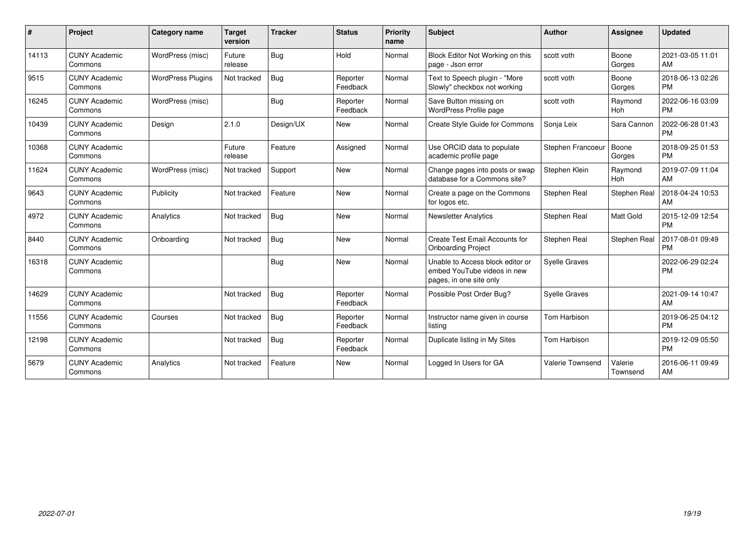| # | Project | Category name | Target version | Tracker | Status | Priority name | Subject | Author | Assignee | Updated |
|---|---|---|---|---|---|---|---|---|---|---|
| 14113 | CUNY Academic Commons | WordPress (misc) | Future release | Bug | Hold | Normal | Block Editor Not Working on this page - Json error | scott voth | Boone Gorges | 2021-03-05 11:01 AM |
| 9515 | CUNY Academic Commons | WordPress Plugins | Not tracked | Bug | Reporter Feedback | Normal | Text to Speech plugin - "More Slowly" checkbox not working | scott voth | Boone Gorges | 2018-06-13 02:26 PM |
| 16245 | CUNY Academic Commons | WordPress (misc) | | Bug | Reporter Feedback | Normal | Save Button missing on WordPress Profile page | scott voth | Raymond Hoh | 2022-06-16 03:09 PM |
| 10439 | CUNY Academic Commons | Design | 2.1.0 | Design/UX | New | Normal | Create Style Guide for Commons | Sonja Leix | Sara Cannon | 2022-06-28 01:43 PM |
| 10368 | CUNY Academic Commons | | Future release | Feature | Assigned | Normal | Use ORCID data to populate academic profile page | Stephen Francoeur | Boone Gorges | 2018-09-25 01:53 PM |
| 11624 | CUNY Academic Commons | WordPress (misc) | Not tracked | Support | New | Normal | Change pages into posts or swap database for a Commons site? | Stephen Klein | Raymond Hoh | 2019-07-09 11:04 AM |
| 9643 | CUNY Academic Commons | Publicity | Not tracked | Feature | New | Normal | Create a page on the Commons for logos etc. | Stephen Real | Stephen Real | 2018-04-24 10:53 AM |
| 4972 | CUNY Academic Commons | Analytics | Not tracked | Bug | New | Normal | Newsletter Analytics | Stephen Real | Matt Gold | 2015-12-09 12:54 PM |
| 8440 | CUNY Academic Commons | Onboarding | Not tracked | Bug | New | Normal | Create Test Email Accounts for Onboarding Project | Stephen Real | Stephen Real | 2017-08-01 09:49 PM |
| 16318 | CUNY Academic Commons | | | Bug | New | Normal | Unable to Access block editor or embed YouTube videos in new pages, in one site only | Syelle Graves | | 2022-06-29 02:24 PM |
| 14629 | CUNY Academic Commons | | Not tracked | Bug | Reporter Feedback | Normal | Possible Post Order Bug? | Syelle Graves | | 2021-09-14 10:47 AM |
| 11556 | CUNY Academic Commons | Courses | Not tracked | Bug | Reporter Feedback | Normal | Instructor name given in course listing | Tom Harbison | | 2019-06-25 04:12 PM |
| 12198 | CUNY Academic Commons | | Not tracked | Bug | Reporter Feedback | Normal | Duplicate listing in My Sites | Tom Harbison | | 2019-12-09 05:50 PM |
| 5679 | CUNY Academic Commons | Analytics | Not tracked | Feature | New | Normal | Logged In Users for GA | Valerie Townsend | Valerie Townsend | 2016-06-11 09:49 AM |